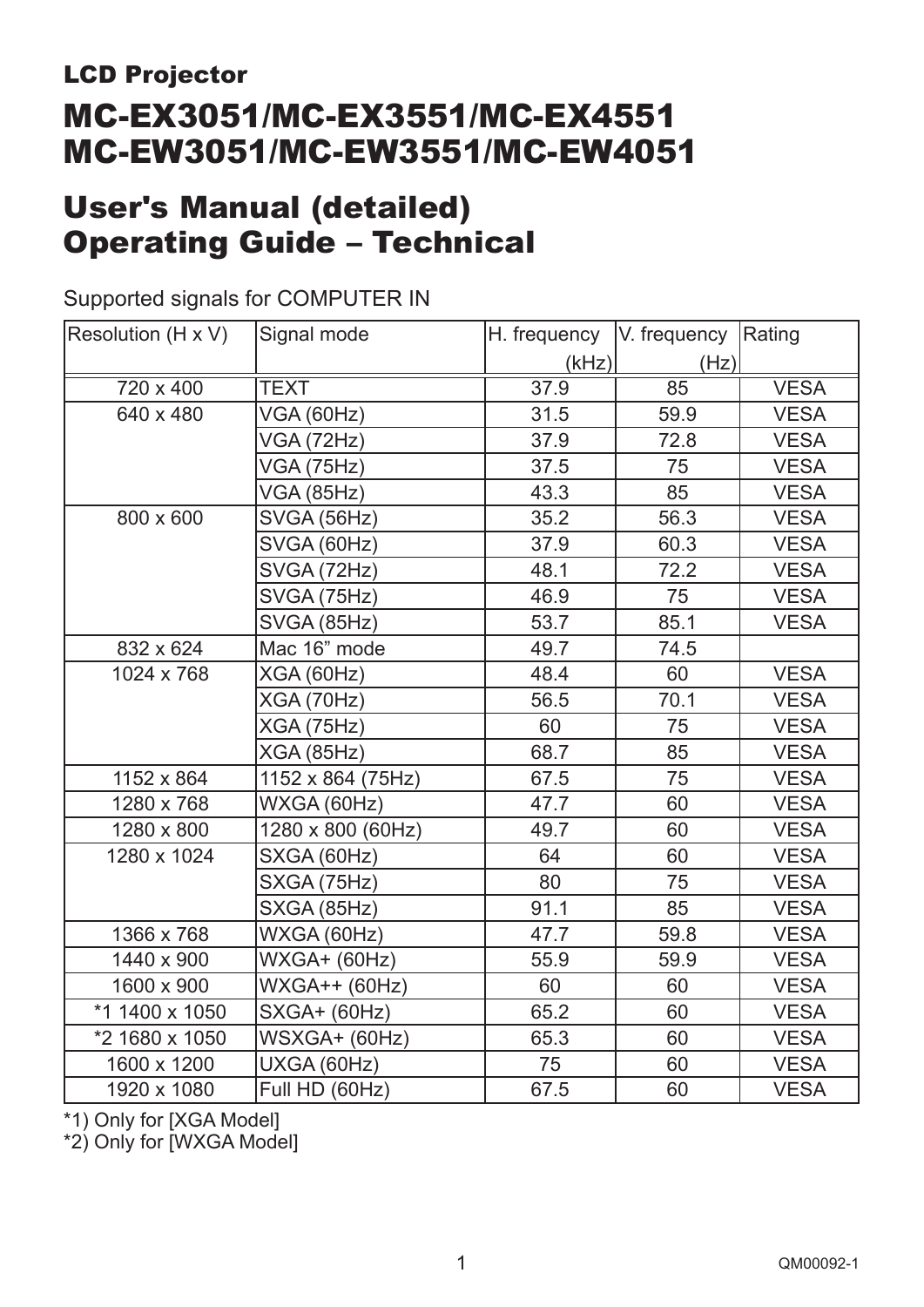## LCD Projector

# MC-EX3051/MC-EX3551/MC-EX4551
# MC-EW3051/MC-EW3551/MC-EW4051

# User's Manual (detailed)
# Operating Guide – Technical

Supported signals for COMPUTER IN

| Resolution (H x V) | Signal mode | H. frequency (kHz) | V. frequency (Hz) | Rating |
|---|---|---|---|---|
| 720 x 400 | TEXT | 37.9 | 85 | VESA |
| 640 x 480 | VGA (60Hz) | 31.5 | 59.9 | VESA |
| | VGA (72Hz) | 37.9 | 72.8 | VESA |
| | VGA (75Hz) | 37.5 | 75 | VESA |
| | VGA (85Hz) | 43.3 | 85 | VESA |
| 800 x 600 | SVGA (56Hz) | 35.2 | 56.3 | VESA |
| | SVGA (60Hz) | 37.9 | 60.3 | VESA |
| | SVGA (72Hz) | 48.1 | 72.2 | VESA |
| | SVGA (75Hz) | 46.9 | 75 | VESA |
| | SVGA (85Hz) | 53.7 | 85.1 | VESA |
| 832 x 624 | Mac 16" mode | 49.7 | 74.5 | |
| 1024 x 768 | XGA (60Hz) | 48.4 | 60 | VESA |
| | XGA (70Hz) | 56.5 | 70.1 | VESA |
| | XGA (75Hz) | 60 | 75 | VESA |
| | XGA (85Hz) | 68.7 | 85 | VESA |
| 1152 x 864 | 1152 x 864 (75Hz) | 67.5 | 75 | VESA |
| 1280 x 768 | WXGA (60Hz) | 47.7 | 60 | VESA |
| 1280 x 800 | 1280 x 800 (60Hz) | 49.7 | 60 | VESA |
| 1280 x 1024 | SXGA (60Hz) | 64 | 60 | VESA |
| | SXGA (75Hz) | 80 | 75 | VESA |
| | SXGA (85Hz) | 91.1 | 85 | VESA |
| 1366 x 768 | WXGA (60Hz) | 47.7 | 59.8 | VESA |
| 1440 x 900 | WXGA+ (60Hz) | 55.9 | 59.9 | VESA |
| 1600 x 900 | WXGA++ (60Hz) | 60 | 60 | VESA |
| *1 1400 x 1050 | SXGA+ (60Hz) | 65.2 | 60 | VESA |
| *2 1680 x 1050 | WSXGA+ (60Hz) | 65.3 | 60 | VESA |
| 1600 x 1200 | UXGA (60Hz) | 75 | 60 | VESA |
| 1920 x 1080 | Full HD (60Hz) | 67.5 | 60 | VESA |

*1) Only for [XGA Model]
*2) Only for [WXGA Model]

QM00092-1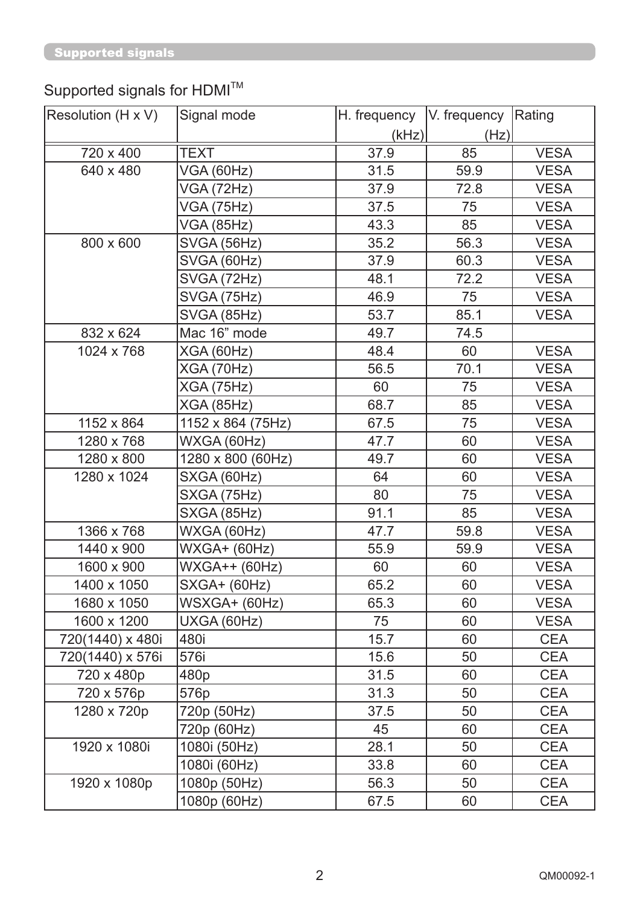## Supported signals

### Supported signals for HDMI™

| Resolution (H x V) | Signal mode | H. frequency (kHz) | V. frequency (Hz) | Rating |
|---|---|---|---|---|
| 720 x 400 | TEXT | 37.9 | 85 | VESA |
| 640 x 480 | VGA (60Hz) | 31.5 | 59.9 | VESA |
| | VGA (72Hz) | 37.9 | 72.8 | VESA |
| | VGA (75Hz) | 37.5 | 75 | VESA |
| | VGA (85Hz) | 43.3 | 85 | VESA |
| 800 x 600 | SVGA (56Hz) | 35.2 | 56.3 | VESA |
| | SVGA (60Hz) | 37.9 | 60.3 | VESA |
| | SVGA (72Hz) | 48.1 | 72.2 | VESA |
| | SVGA (75Hz) | 46.9 | 75 | VESA |
| | SVGA (85Hz) | 53.7 | 85.1 | VESA |
| 832 x 624 | Mac 16" mode | 49.7 | 74.5 | |
| 1024 x 768 | XGA (60Hz) | 48.4 | 60 | VESA |
| | XGA (70Hz) | 56.5 | 70.1 | VESA |
| | XGA (75Hz) | 60 | 75 | VESA |
| | XGA (85Hz) | 68.7 | 85 | VESA |
| 1152 x 864 | 1152 x 864 (75Hz) | 67.5 | 75 | VESA |
| 1280 x 768 | WXGA (60Hz) | 47.7 | 60 | VESA |
| 1280 x 800 | 1280 x 800 (60Hz) | 49.7 | 60 | VESA |
| 1280 x 1024 | SXGA (60Hz) | 64 | 60 | VESA |
| | SXGA (75Hz) | 80 | 75 | VESA |
| | SXGA (85Hz) | 91.1 | 85 | VESA |
| 1366 x 768 | WXGA (60Hz) | 47.7 | 59.8 | VESA |
| 1440 x 900 | WXGA+ (60Hz) | 55.9 | 59.9 | VESA |
| 1600 x 900 | WXGA++ (60Hz) | 60 | 60 | VESA |
| 1400 x 1050 | SXGA+ (60Hz) | 65.2 | 60 | VESA |
| 1680 x 1050 | WSXGA+ (60Hz) | 65.3 | 60 | VESA |
| 1600 x 1200 | UXGA (60Hz) | 75 | 60 | VESA |
| 720(1440) x 480i | 480i | 15.7 | 60 | CEA |
| 720(1440) x 576i | 576i | 15.6 | 50 | CEA |
| 720 x 480p | 480p | 31.5 | 60 | CEA |
| 720 x 576p | 576p | 31.3 | 50 | CEA |
| 1280 x 720p | 720p (50Hz) | 37.5 | 50 | CEA |
| | 720p (60Hz) | 45 | 60 | CEA |
| 1920 x 1080i | 1080i (50Hz) | 28.1 | 50 | CEA |
| | 1080i (60Hz) | 33.8 | 60 | CEA |
| 1920 x 1080p | 1080p (50Hz) | 56.3 | 50 | CEA |
| | 1080p (60Hz) | 67.5 | 60 | CEA |

QM00092-1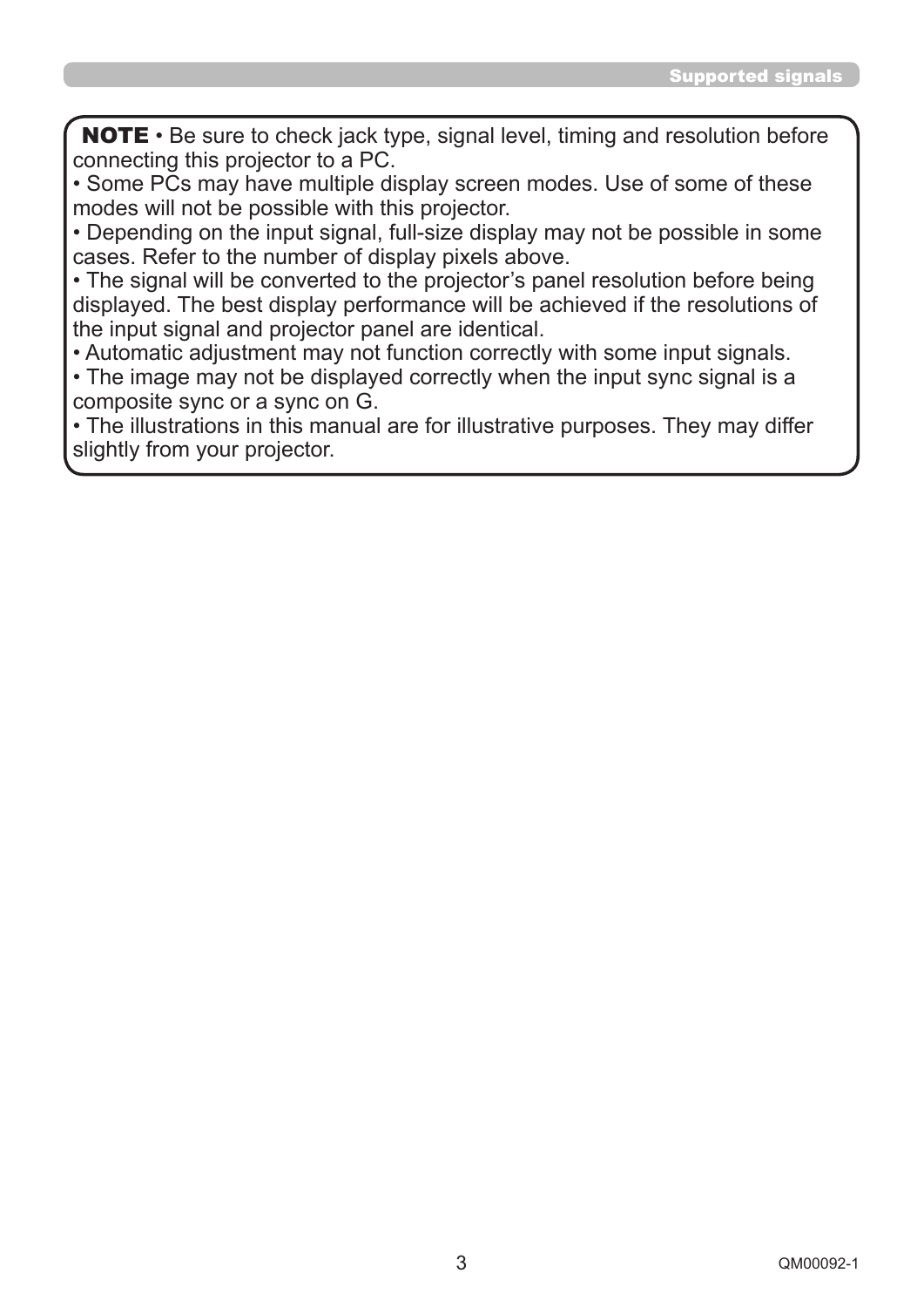**NOTE** • Be sure to check jack type, signal level, timing and resolution before connecting this projector to a PC.

• Some PCs may have multiple display screen modes. Use of some of these modes will not be possible with this projector.

• Depending on the input signal, full-size display may not be possible in some cases. Refer to the number of display pixels above.

• The signal will be converted to the projector's panel resolution before being displayed. The best display performance will be achieved if the resolutions of the input signal and projector panel are identical.

• Automatic adjustment may not function correctly with some input signals.

• The image may not be displayed correctly when the input sync signal is a composite sync or a sync on G.

• The illustrations in this manual are for illustrative purposes. They may differ slightly from your projector.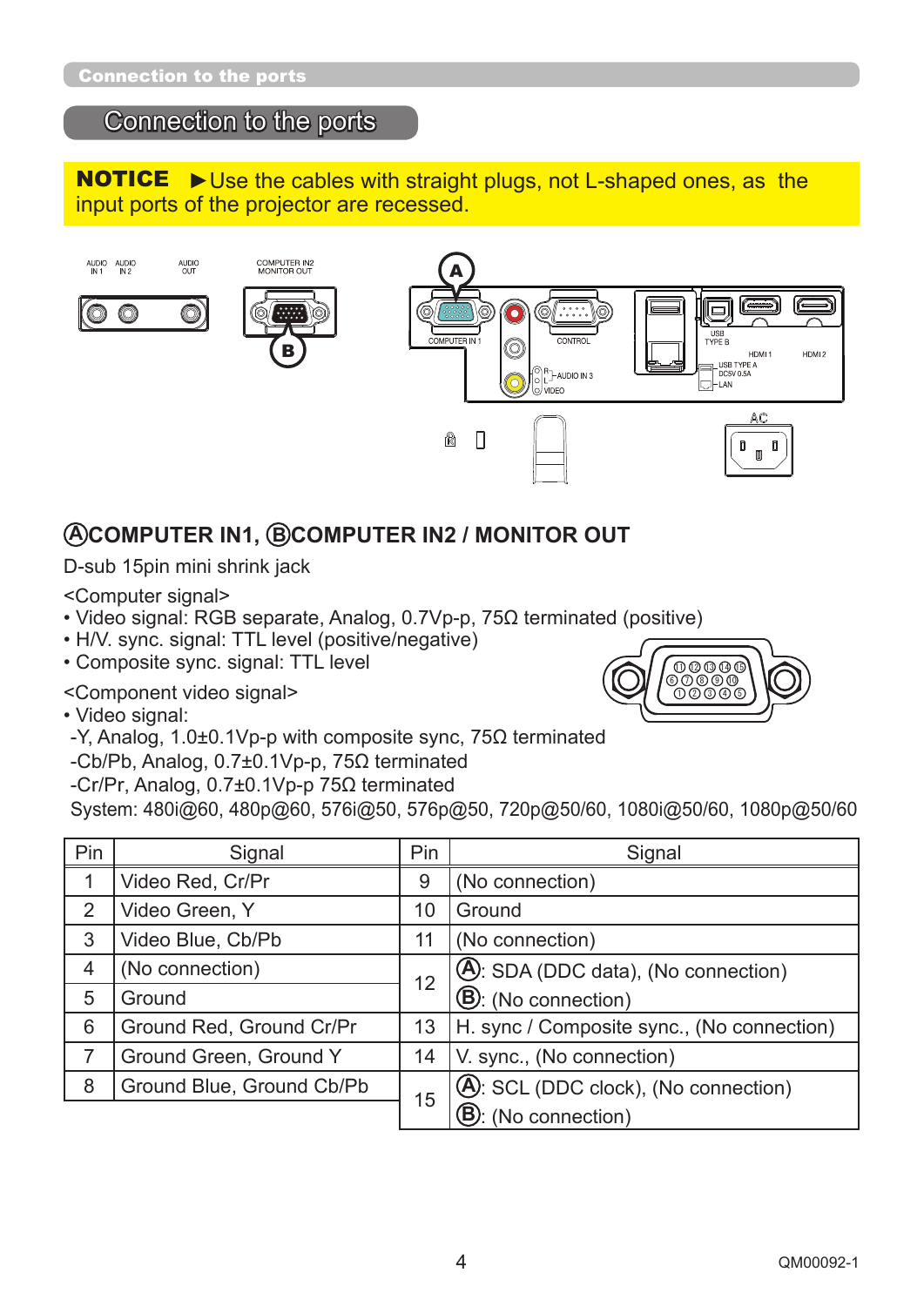## Connection to the ports

**NOTICE** ►Use the cables with straight plugs, not L-shaped ones, as the input ports of the projector are recessed.

AUDIO IN 1 AUDIO IN 2 AUDIO OUT COMPUTER IN2 MONITOR OUT COMPUTER IN 1 CONTROL AUDIO IN 3 VIDEO USB TYPE B HDMI 1 HDMI 2 USB TYPE A DC5V 0.5A LAN AC

### ⒶCOMPUTER IN1, ⒷCOMPUTER IN2 / MONITOR OUT

D-sub 15pin mini shrink jack

<Computer signal>

- Video signal: RGB separate, Analog, 0.7Vp-p, 75Ω terminated (positive)
- H/V. sync. signal: TTL level (positive/negative)
- Composite sync. signal: TTL level

<Component video signal>

- Video signal:
  - -Y, Analog, 1.0±0.1Vp-p with composite sync, 75Ω terminated
  - -Cb/Pb, Analog, 0.7±0.1Vp-p, 75Ω terminated
  - -Cr/Pr, Analog, 0.7±0.1Vp-p 75Ω terminated

System: 480i@60, 480p@60, 576i@50, 576p@50, 720p@50/60, 1080i@50/60, 1080p@50/60

| Pin | Signal | Pin | Signal |
|---|---|---|---|
| 1 | Video Red, Cr/Pr | 9 | (No connection) |
| 2 | Video Green, Y | 10 | Ground |
| 3 | Video Blue, Cb/Pb | 11 | (No connection) |
| 4 | (No connection) | 12 | Ⓐ: SDA (DDC data), (No connection) |
| 5 | Ground | | Ⓑ: (No connection) |
| 6 | Ground Red, Ground Cr/Pr | 13 | H. sync / Composite sync., (No connection) |
| 7 | Ground Green, Ground Y | 14 | V. sync., (No connection) |
| 8 | Ground Blue, Ground Cb/Pb | 15 | Ⓐ: SCL (DDC clock), (No connection) |
| | | | Ⓑ: (No connection) |

QM00092-1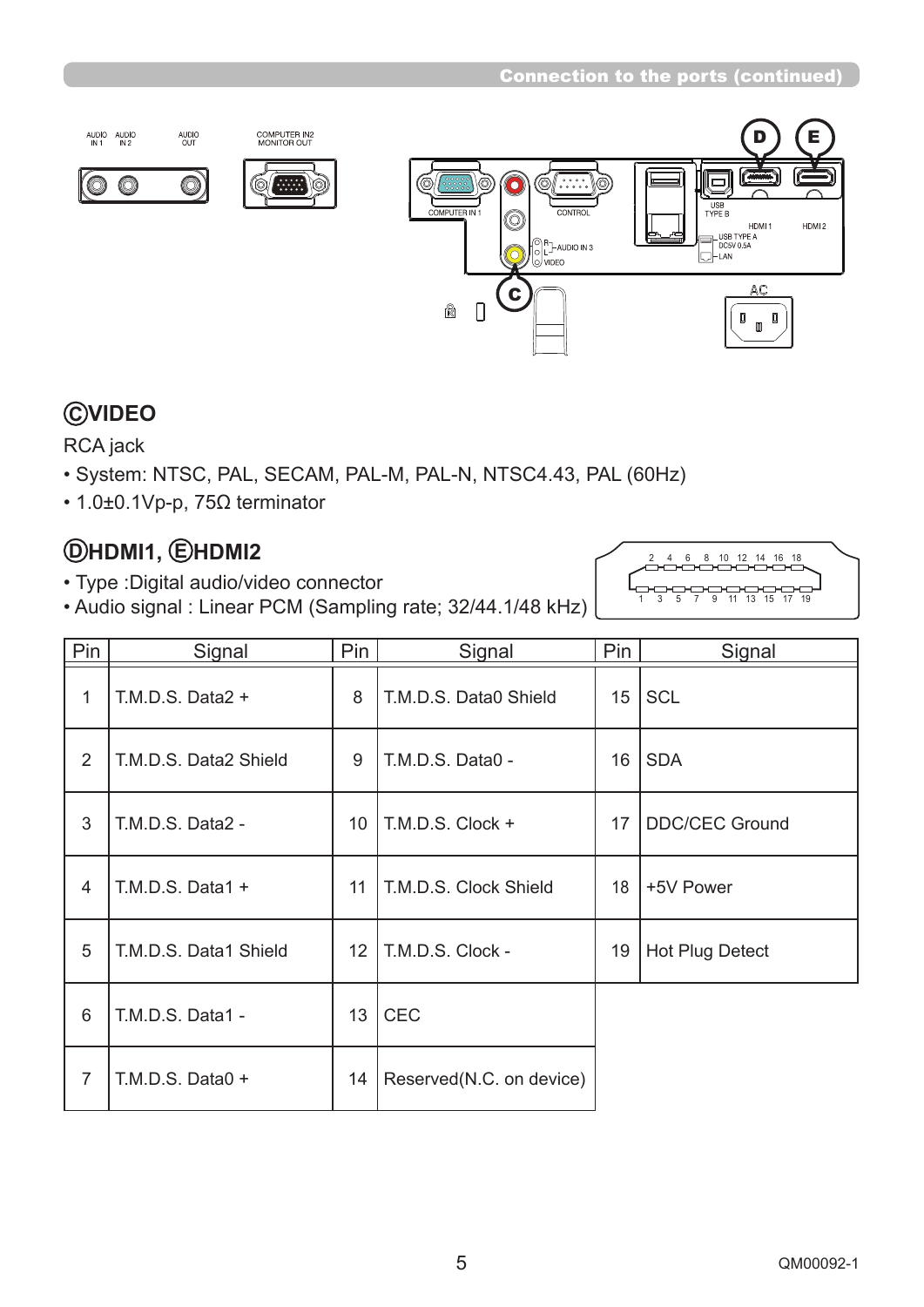## Ⓒ VIDEO

RCA jack

- System: NTSC, PAL, SECAM, PAL-M, PAL-N, NTSC4.43, PAL (60Hz)
- 1.0±0.1Vp-p, 75Ω terminator

## Ⓓ HDMI1, Ⓔ HDMI2

- Type :Digital audio/video connector
- Audio signal : Linear PCM (Sampling rate; 32/44.1/48 kHz)

| Pin | Signal | Pin | Signal | Pin | Signal |
|---|---|---|---|---|---|
| 1 | T.M.D.S. Data2 + | 8 | T.M.D.S. Data0 Shield | 15 | SCL |
| 2 | T.M.D.S. Data2 Shield | 9 | T.M.D.S. Data0 - | 16 | SDA |
| 3 | T.M.D.S. Data2 - | 10 | T.M.D.S. Clock + | 17 | DDC/CEC Ground |
| 4 | T.M.D.S. Data1 + | 11 | T.M.D.S. Clock Shield | 18 | +5V Power |
| 5 | T.M.D.S. Data1 Shield | 12 | T.M.D.S. Clock - | 19 | Hot Plug Detect |
| 6 | T.M.D.S. Data1 - | 13 | CEC | | |
| 7 | T.M.D.S. Data0 + | 14 | Reserved(N.C. on device) | | |

QM00092-1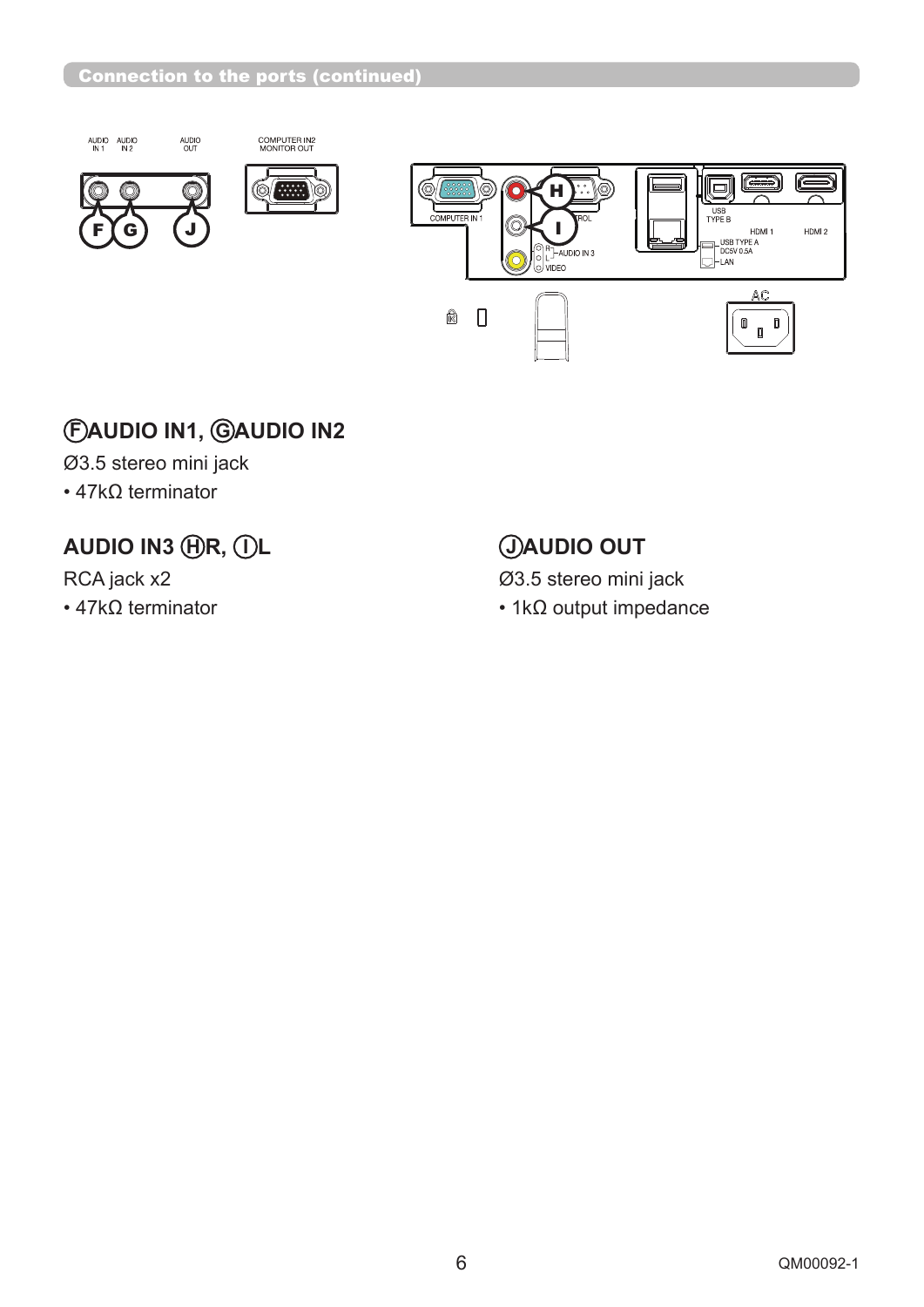## Connection to the ports (continued)

### Ⓕ AUDIO IN1, Ⓖ AUDIO IN2

Ø3.5 stereo mini jack

- 47kΩ terminator

### AUDIO IN3 Ⓗ R, Ⓘ L

RCA jack x2

- 47kΩ terminator

### Ⓙ AUDIO OUT

Ø3.5 stereo mini jack

- 1kΩ output impedance

QM00092-1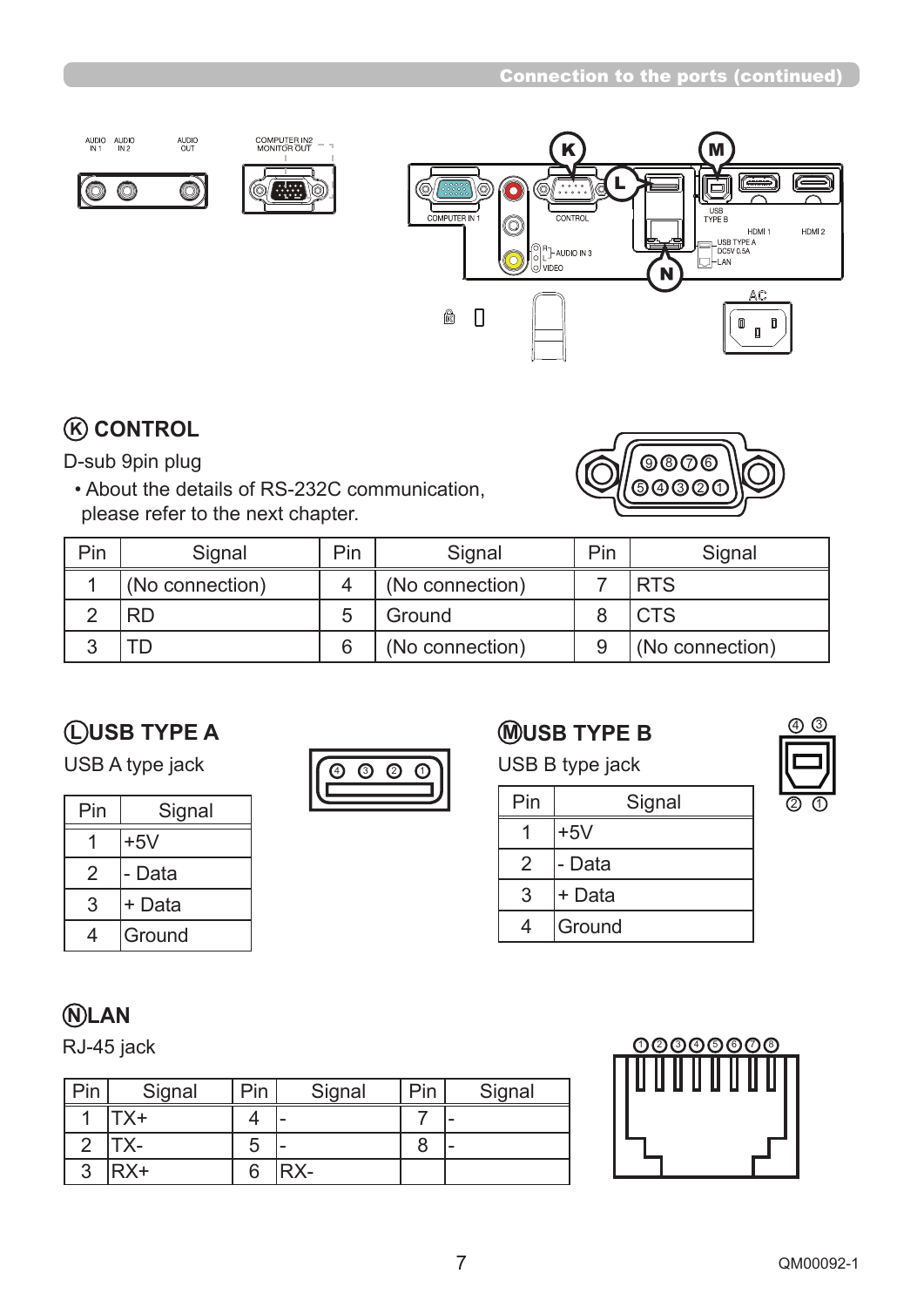## Ⓚ CONTROL

D-sub 9pin plug

- About the details of RS-232C communication, please refer to the next chapter.

| Pin | Signal | Pin | Signal | Pin | Signal |
|---|---|---|---|---|---|
| 1 | (No connection) | 4 | (No connection) | 7 | RTS |
| 2 | RD | 5 | Ground | 8 | CTS |
| 3 | TD | 6 | (No connection) | 9 | (No connection) |

## Ⓛ USB TYPE A

USB A type jack

| Pin | Signal |
|---|---|
| 1 | +5V |
| 2 | - Data |
| 3 | + Data |
| 4 | Ground |

## Ⓜ USB TYPE B

USB B type jack

| Pin | Signal |
|---|---|
| 1 | +5V |
| 2 | - Data |
| 3 | + Data |
| 4 | Ground |

## Ⓝ LAN

RJ-45 jack

| Pin | Signal | Pin | Signal | Pin | Signal |
|---|---|---|---|---|---|
| 1 | TX+ | 4 | - | 7 | - |
| 2 | TX- | 5 | - | 8 | - |
| 3 | RX+ | 6 | RX- | | |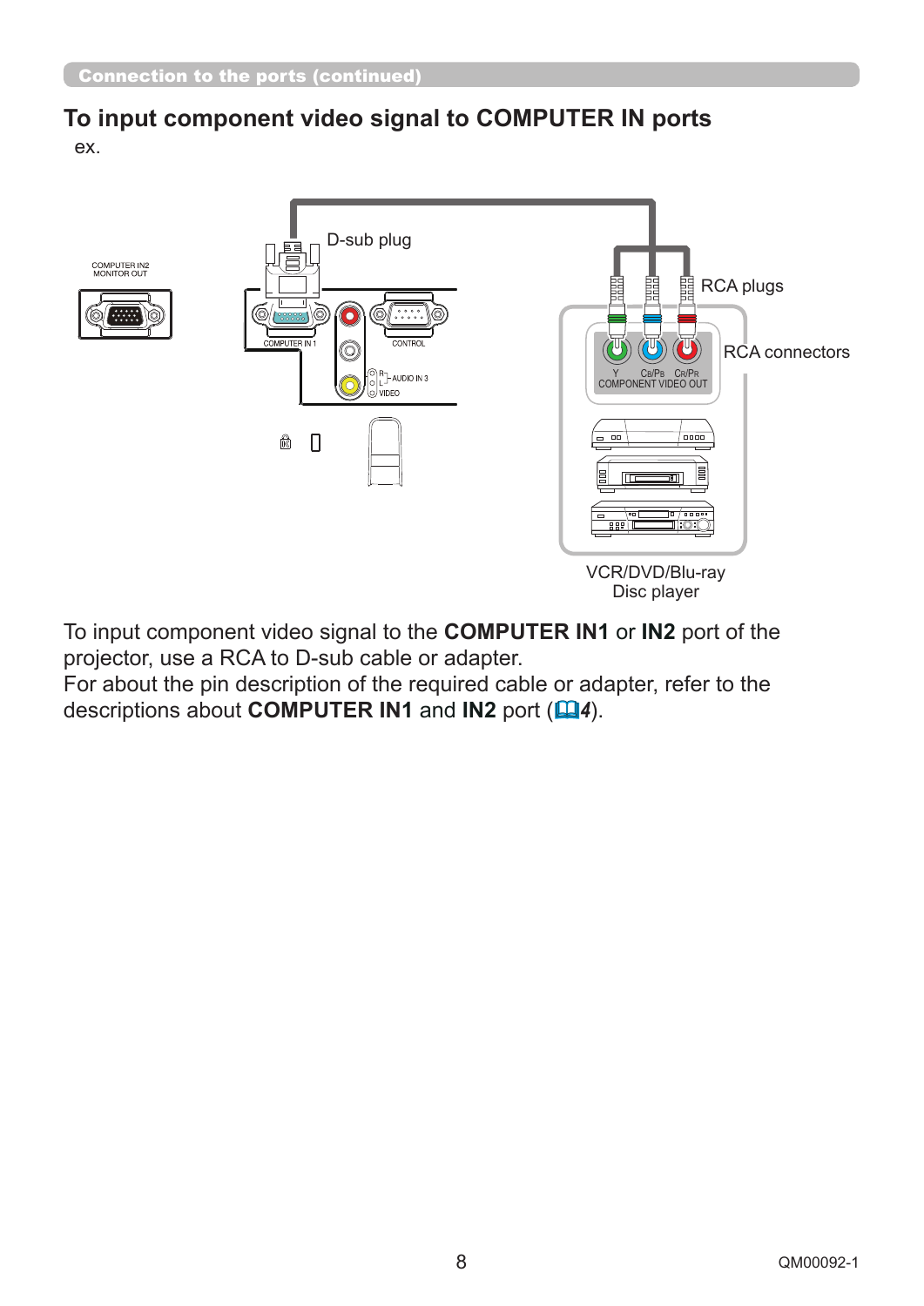## To input component video signal to COMPUTER IN ports

ex.

To input component video signal to the **COMPUTER IN1** or **IN2** port of the projector, use a RCA to D-sub cable or adapter.
For about the pin description of the required cable or adapter, refer to the descriptions about **COMPUTER IN1** and **IN2** port (📖*4*).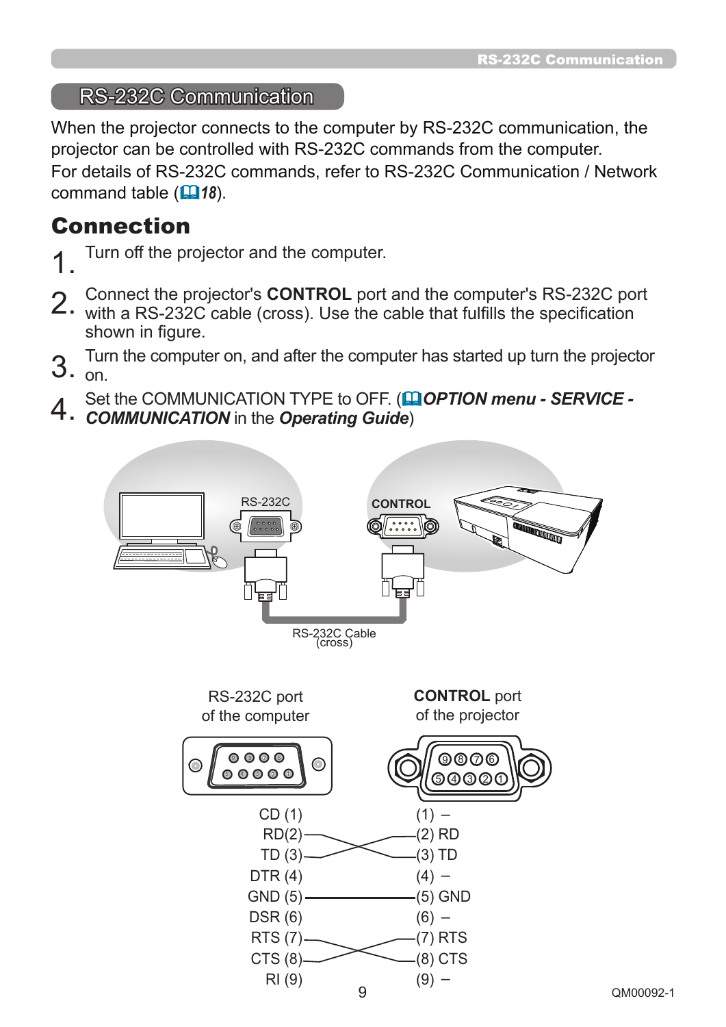# RS-232C Communication

When the projector connects to the computer by RS-232C communication, the projector can be controlled with RS-232C commands from the computer.
For details of RS-232C commands, refer to RS-232C Communication / Network command table (📖*18*).

## Connection

1. Turn off the projector and the computer.
2. Connect the projector's **CONTROL** port and the computer's RS-232C port with a RS-232C cable (cross). Use the cable that fulfills the specification shown in figure.
3. Turn the computer on, and after the computer has started up turn the projector on.
4. Set the COMMUNICATION TYPE to OFF. (📖***OPTION menu - SERVICE - COMMUNICATION*** in the ***Operating Guide***)

RS-232C　CONTROL

RS-232C Cable (cross)

| RS-232C port of the computer | | **CONTROL** port of the projector |
|---|---|---|
| CD (1) | | (1) – |
| RD(2) | ↔ TD | (2) RD |
| TD (3) | ↔ RD | (3) TD |
| DTR (4) | | (4) – |
| GND (5) | — | (5) GND |
| DSR (6) | | (6) – |
| RTS (7) | ↔ CTS | (7) RTS |
| CTS (8) | ↔ RTS | (8) CTS |
| RI (9) | | (9) – |

QM00092-1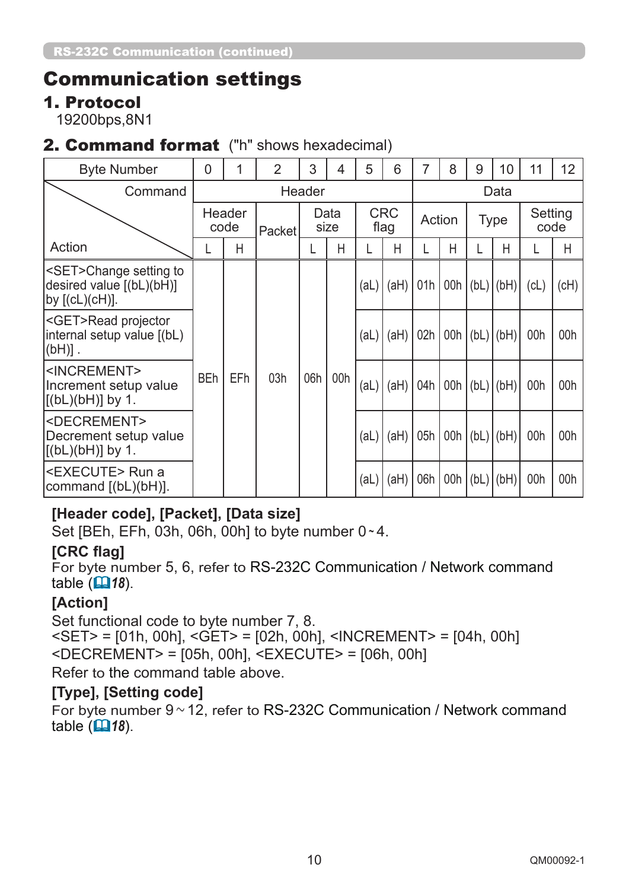RS-232C Communication (continued)

# Communication settings

## 1. Protocol

19200bps,8N1

## 2. Command format ("h" shows hexadecimal)

| Byte Number | 0 | 1 | 2 | 3 | 4 | 5 | 6 | 7 | 8 | 9 | 10 | 11 | 12 |
|---|---|---|---|---|---|---|---|---|---|---|---|---|---|
| Command | Header | | | | | | | Data | | | | | |
| | Header code | | Packet | Data size | | CRC flag | | Action | | Type | | Setting code | |
| Action | L | H | | L | H | L | H | L | H | L | H | L | H |
| <SET>Change setting to desired value [(bL)(bH)] by [(cL)(cH)]. | BEh | EFh | 03h | 06h | 00h | (aL) | (aH) | 01h | 00h | (bL) | (bH) | (cL) | (cH) |
| <GET>Read projector internal setup value [(bL)(bH)] . | BEh | EFh | 03h | 06h | 00h | (aL) | (aH) | 02h | 00h | (bL) | (bH) | 00h | 00h |
| <INCREMENT> Increment setup value [(bL)(bH)] by 1. | BEh | EFh | 03h | 06h | 00h | (aL) | (aH) | 04h | 00h | (bL) | (bH) | 00h | 00h |
| <DECREMENT> Decrement setup value [(bL)(bH)] by 1. | BEh | EFh | 03h | 06h | 00h | (aL) | (aH) | 05h | 00h | (bL) | (bH) | 00h | 00h |
| <EXECUTE> Run a command [(bL)(bH)]. | BEh | EFh | 03h | 06h | 00h | (aL) | (aH) | 06h | 00h | (bL) | (bH) | 00h | 00h |

**[Header code], [Packet], [Data size]**

Set [BEh, EFh, 03h, 06h, 00h] to byte number 0~4.

**[CRC flag]**

For byte number 5, 6, refer to RS-232C Communication / Network command table (📖18).

**[Action]**

Set functional code to byte number 7, 8.
<SET> = [01h, 00h], <GET> = [02h, 00h], <INCREMENT> = [04h, 00h]
<DECREMENT> = [05h, 00h], <EXECUTE> = [06h, 00h]
Refer to the command table above.

**[Type], [Setting code]**

For byte number 9~12, refer to RS-232C Communication / Network command table (📖18).

QM00092-1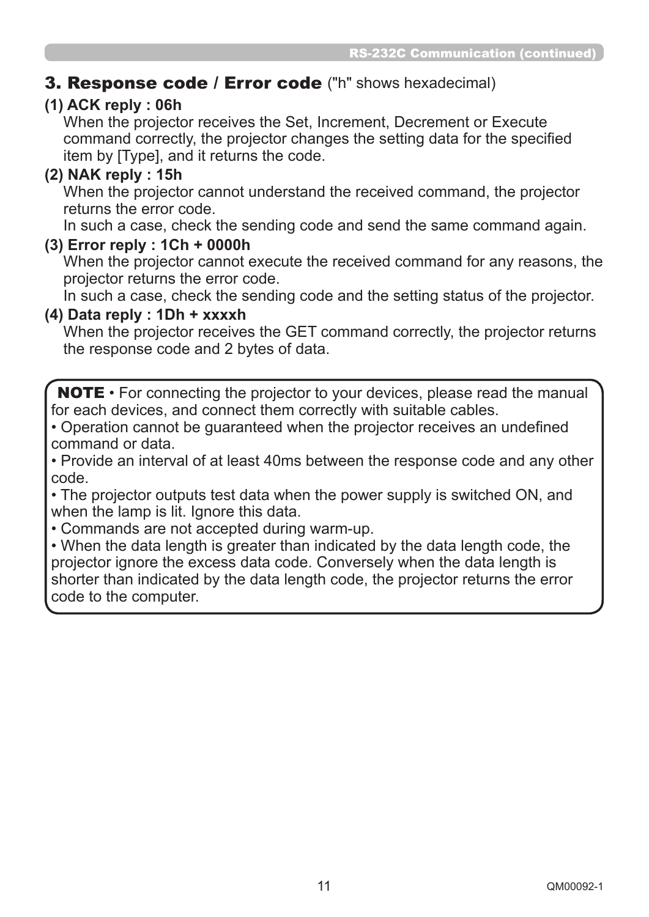## 3. Response code / Error code ("h" shows hexadecimal)

**(1) ACK reply : 06h**

When the projector receives the Set, Increment, Decrement or Execute command correctly, the projector changes the setting data for the specified item by [Type], and it returns the code.

**(2) NAK reply : 15h**

When the projector cannot understand the received command, the projector returns the error code.

In such a case, check the sending code and send the same command again.

**(3) Error reply : 1Ch + 0000h**

When the projector cannot execute the received command for any reasons, the projector returns the error code.

In such a case, check the sending code and the setting status of the projector.

**(4) Data reply : 1Dh + xxxxh**

When the projector receives the GET command correctly, the projector returns the response code and 2 bytes of data.

**NOTE** • For connecting the projector to your devices, please read the manual for each devices, and connect them correctly with suitable cables.

• Operation cannot be guaranteed when the projector receives an undefined command or data.

• Provide an interval of at least 40ms between the response code and any other code.

• The projector outputs test data when the power supply is switched ON, and when the lamp is lit. Ignore this data.

• Commands are not accepted during warm-up.

• When the data length is greater than indicated by the data length code, the projector ignore the excess data code. Conversely when the data length is shorter than indicated by the data length code, the projector returns the error code to the computer.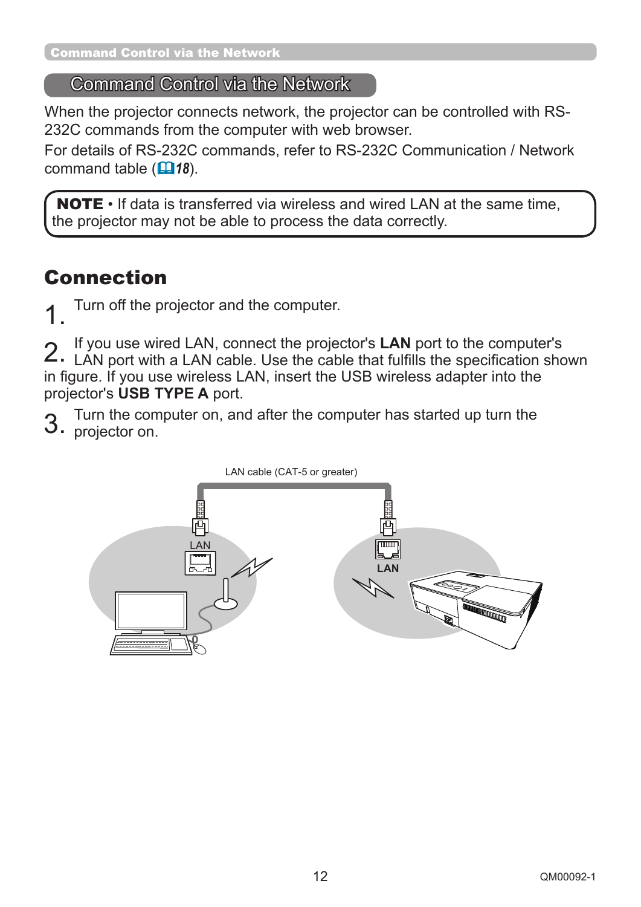## Command Control via the Network

When the projector connects network, the projector can be controlled with RS-232C commands from the computer with web browser.

For details of RS-232C commands, refer to RS-232C Communication / Network command table (📖*18*).

> **NOTE** • If data is transferred via wireless and wired LAN at the same time, the projector may not be able to process the data correctly.

### Connection

1. Turn off the projector and the computer.
2. If you use wired LAN, connect the projector's **LAN** port to the computer's LAN port with a LAN cable. Use the cable that fulfills the specification shown in figure. If you use wireless LAN, insert the USB wireless adapter into the projector's **USB TYPE A** port.
3. Turn the computer on, and after the computer has started up turn the projector on.

LAN cable (CAT-5 or greater)

LAN

LAN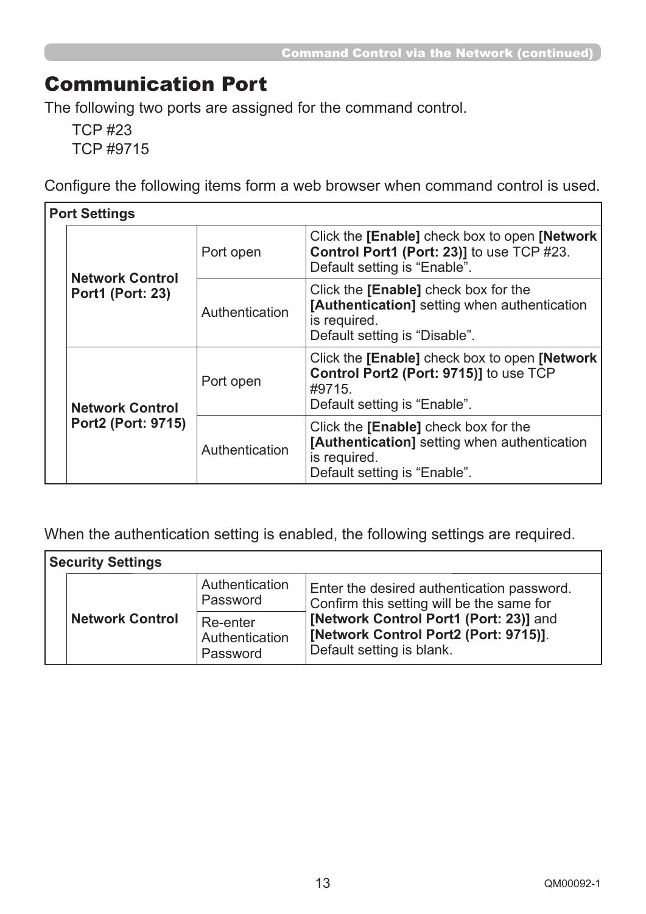# Communication Port

The following two ports are assigned for the command control.

TCP #23
TCP #9715

Configure the following items form a web browser when command control is used.

| Port Settings | | | |
|---|---|---|---|
| | **Network Control Port1 (Port: 23)** | Port open | Click the **[Enable]** check box to open **[Network Control Port1 (Port: 23)]** to use TCP #23. Default setting is “Enable”. |
| | | Authentication | Click the **[Enable]** check box for the **[Authentication]** setting when authentication is required. Default setting is “Disable”. |
| | **Network Control Port2 (Port: 9715)** | Port open | Click the **[Enable]** check box to open **[Network Control Port2 (Port: 9715)]** to use TCP #9715. Default setting is “Enable”. |
| | | Authentication | Click the **[Enable]** check box for the **[Authentication]** setting when authentication is required. Default setting is “Enable”. |

When the authentication setting is enabled, the following settings are required.

| Security Settings | | | |
|---|---|---|---|
| | **Network Control** | Authentication Password | Enter the desired authentication password. Confirm this setting will be the same for **[Network Control Port1 (Port: 23)]** and **[Network Control Port2 (Port: 9715)]**. Default setting is blank. |
| | | Re-enter Authentication Password | |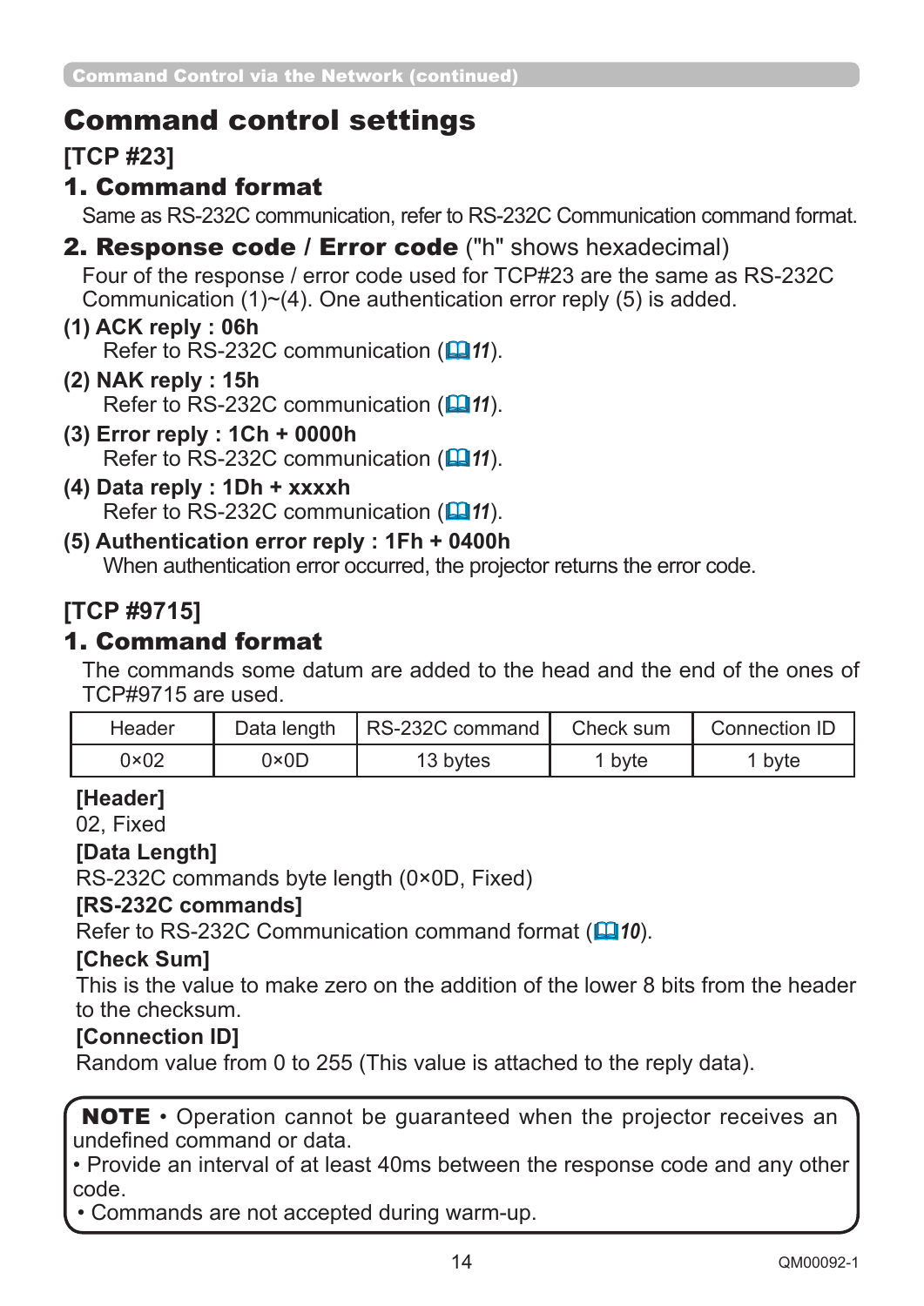## Command control settings

### [TCP #23]

### 1. Command format

Same as RS-232C communication, refer to RS-232C Communication command format.

### 2. Response code / Error code ("h" shows hexadecimal)

Four of the response / error code used for TCP#23 are the same as RS-232C Communication (1)~(4). One authentication error reply (5) is added.

**(1) ACK reply : 06h**
Refer to RS-232C communication (📖*11*).

**(2) NAK reply : 15h**
Refer to RS-232C communication (📖*11*).

**(3) Error reply : 1Ch + 0000h**
Refer to RS-232C communication (📖*11*).

**(4) Data reply : 1Dh + xxxxh**
Refer to RS-232C communication (📖*11*).

**(5) Authentication error reply : 1Fh + 0400h**
When authentication error occurred, the projector returns the error code.

### [TCP #9715]

### 1. Command format

The commands some datum are added to the head and the end of the ones of TCP#9715 are used.

| Header | Data length | RS-232C command | Check sum | Connection ID |
|---|---|---|---|---|
| 0×02 | 0×0D | 13 bytes | 1 byte | 1 byte |

**[Header]**
02, Fixed

**[Data Length]**
RS-232C commands byte length (0×0D, Fixed)

**[RS-232C commands]**
Refer to RS-232C Communication command format (📖*10*).

**[Check Sum]**
This is the value to make zero on the addition of the lower 8 bits from the header to the checksum.

**[Connection ID]**
Random value from 0 to 255 (This value is attached to the reply data).

**NOTE** • Operation cannot be guaranteed when the projector receives an undefined command or data.
• Provide an interval of at least 40ms between the response code and any other code.
• Commands are not accepted during warm-up.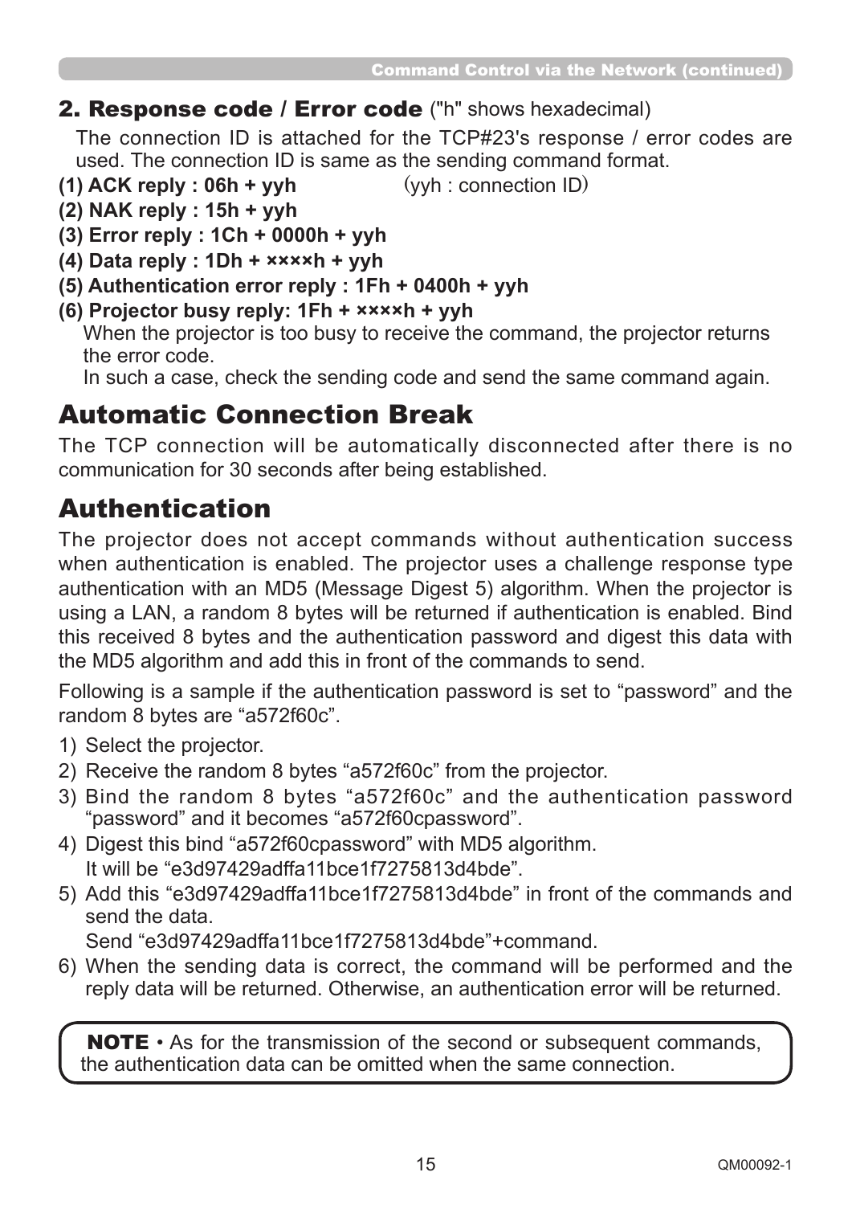## 2. Response code / Error code ("h" shows hexadecimal)

The connection ID is attached for the TCP#23's response / error codes are used. The connection ID is same as the sending command format.

**(1) ACK reply : 06h + yyh** (yyh : connection ID)

**(2) NAK reply : 15h + yyh**

**(3) Error reply : 1Ch + 0000h + yyh**

**(4) Data reply : 1Dh + ××××h + yyh**

**(5) Authentication error reply : 1Fh + 0400h + yyh**

**(6) Projector busy reply: 1Fh + ××××h + yyh**

When the projector is too busy to receive the command, the projector returns the error code.
In such a case, check the sending code and send the same command again.

# Automatic Connection Break

The TCP connection will be automatically disconnected after there is no communication for 30 seconds after being established.

# Authentication

The projector does not accept commands without authentication success when authentication is enabled. The projector uses a challenge response type authentication with an MD5 (Message Digest 5) algorithm. When the projector is using a LAN, a random 8 bytes will be returned if authentication is enabled. Bind this received 8 bytes and the authentication password and digest this data with the MD5 algorithm and add this in front of the commands to send.

Following is a sample if the authentication password is set to "password" and the random 8 bytes are "a572f60c".

1) Select the projector.
2) Receive the random 8 bytes "a572f60c" from the projector.
3) Bind the random 8 bytes "a572f60c" and the authentication password "password" and it becomes "a572f60cpassword".
4) Digest this bind "a572f60cpassword" with MD5 algorithm.
   It will be "e3d97429adffa11bce1f7275813d4bde".
5) Add this "e3d97429adffa11bce1f7275813d4bde" in front of the commands and send the data.
   Send "e3d97429adffa11bce1f7275813d4bde"+command.
6) When the sending data is correct, the command will be performed and the reply data will be returned. Otherwise, an authentication error will be returned.

**NOTE** • As for the transmission of the second or subsequent commands, the authentication data can be omitted when the same connection.

QM00092-1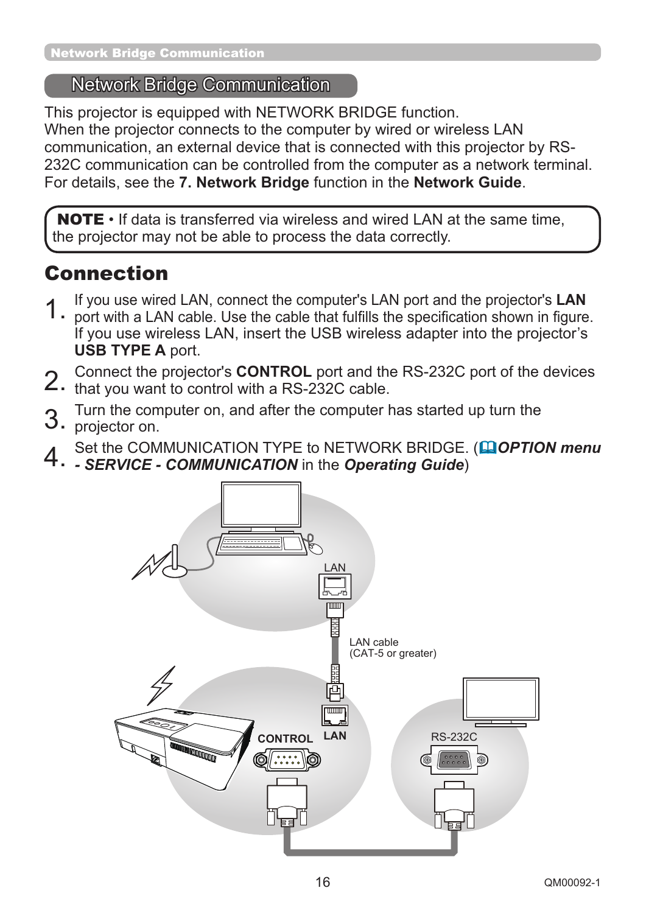# Network Bridge Communication

This projector is equipped with NETWORK BRIDGE function.
When the projector connects to the computer by wired or wireless LAN communication, an external device that is connected with this projector by RS-232C communication can be controlled from the computer as a network terminal.
For details, see the **7. Network Bridge** function in the **Network Guide**.

> **NOTE** • If data is transferred via wireless and wired LAN at the same time, the projector may not be able to process the data correctly.

## Connection

1. If you use wired LAN, connect the computer's LAN port and the projector's **LAN** port with a LAN cable. Use the cable that fulfills the specification shown in figure.
   If you use wireless LAN, insert the USB wireless adapter into the projector's **USB TYPE A** port.
2. Connect the projector's **CONTROL** port and the RS-232C port of the devices that you want to control with a RS-232C cable.
3. Turn the computer on, and after the computer has started up turn the projector on.
4. Set the COMMUNICATION TYPE to NETWORK BRIDGE. (📖***OPTION menu - SERVICE - COMMUNICATION*** in the ***Operating Guide***)

LAN

LAN cable
(CAT-5 or greater)

CONTROL LAN

RS-232C

QM00092-1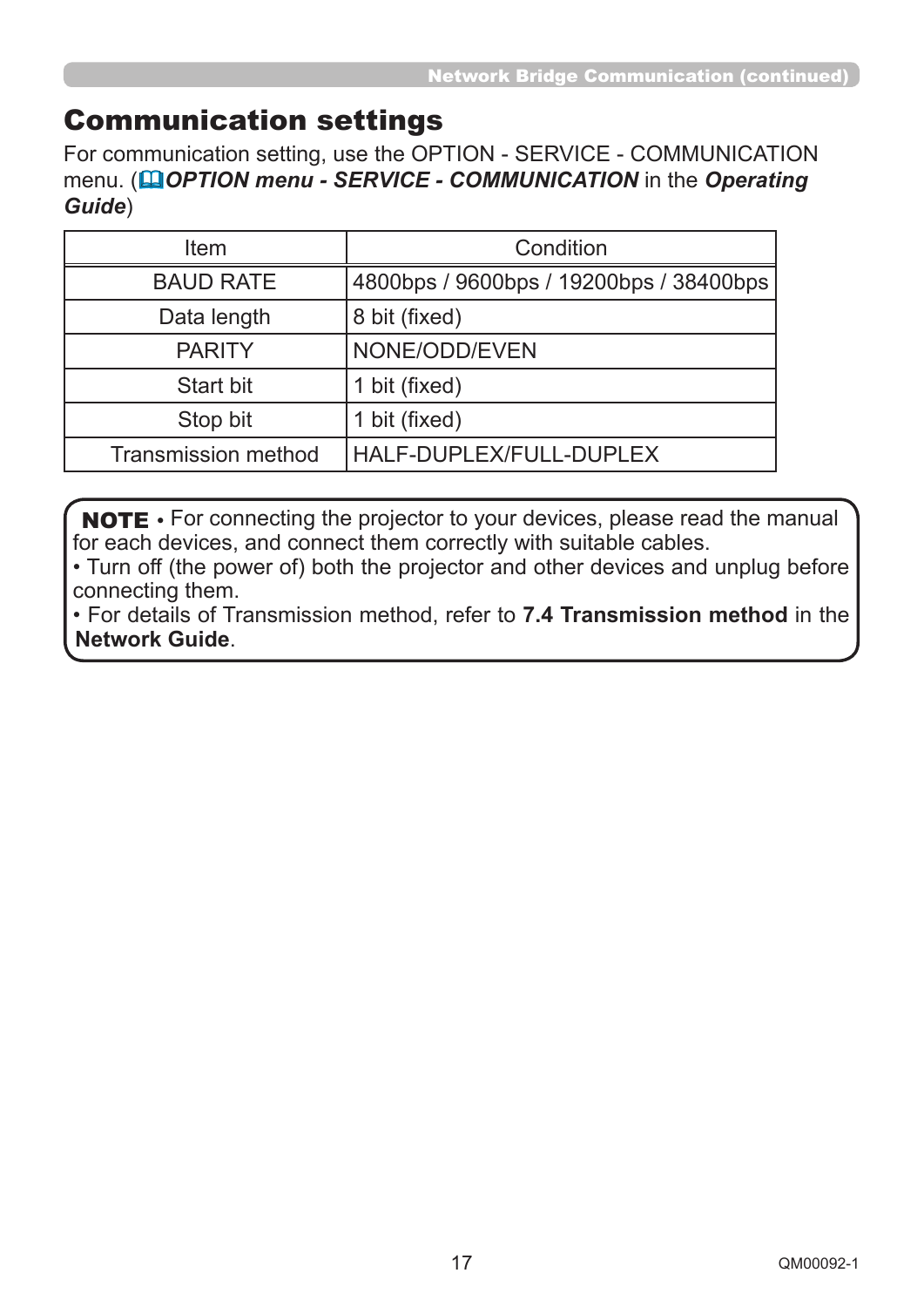## Communication settings

For communication setting, use the OPTION - SERVICE - COMMUNICATION menu. (***OPTION menu - SERVICE - COMMUNICATION*** in the ***Operating Guide***)

| Item | Condition |
|---|---|
| BAUD RATE | 4800bps / 9600bps / 19200bps / 38400bps |
| Data length | 8 bit (fixed) |
| PARITY | NONE/ODD/EVEN |
| Start bit | 1 bit (fixed) |
| Stop bit | 1 bit (fixed) |
| Transmission method | HALF-DUPLEX/FULL-DUPLEX |

**NOTE** • For connecting the projector to your devices, please read the manual for each devices, and connect them correctly with suitable cables.
• Turn off (the power of) both the projector and other devices and unplug before connecting them.
• For details of Transmission method, refer to **7.4 Transmission method** in the **Network Guide**.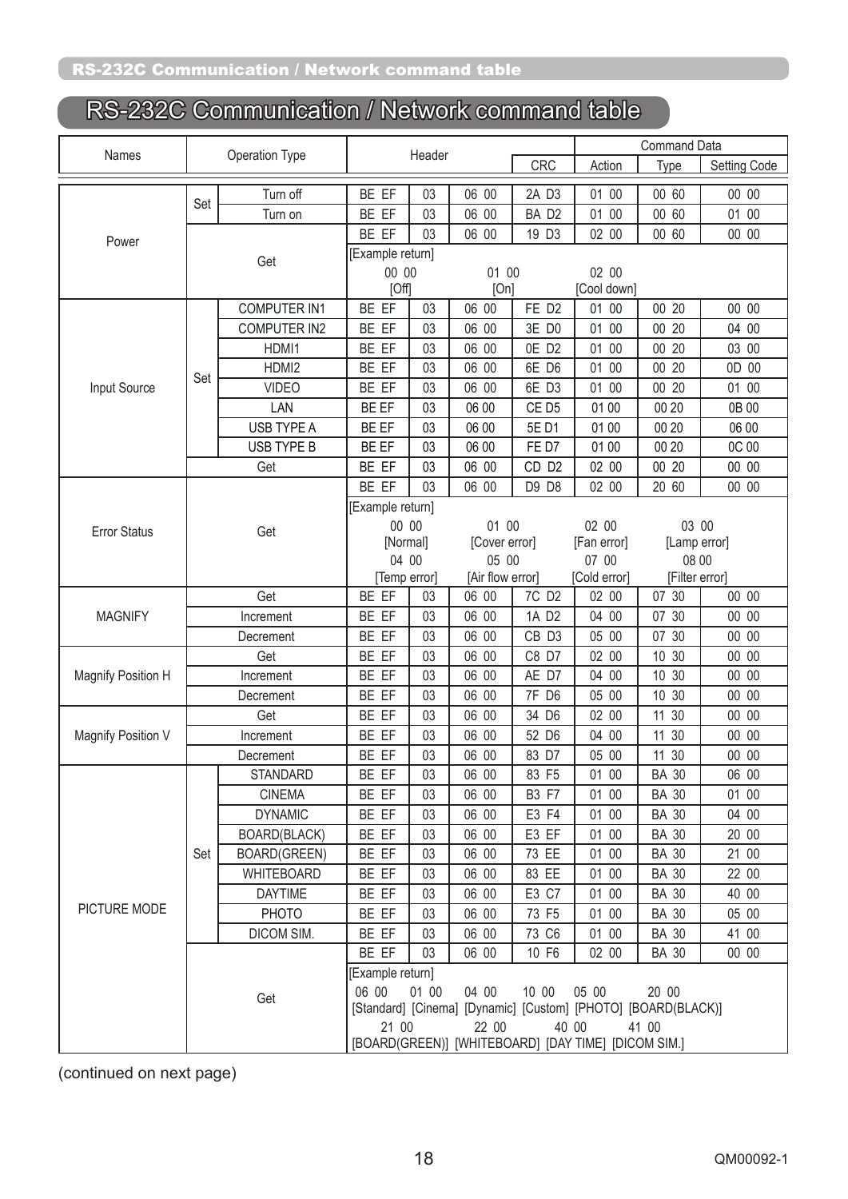# RS-232C Communication / Network command table

| Names | Operation Type | | Header | | | CRC | Command Data Action | Type | Setting Code |
|---|---|---|---|---|---|---|---|---|---|
| Power | Set | Turn off | BE EF | 03 | 06 00 | 2A D3 | 01 00 | 00 60 | 00 00 |
| | | Turn on | BE EF | 03 | 06 00 | BA D2 | 01 00 | 00 60 | 01 00 |
| | Get | | BE EF | 03 | 06 00 | 19 D3 | 02 00 | 00 60 | 00 00 |
| | | | [Example return] 00 00 [Off] 01 00 [On] 02 00 [Cool down] | | | | | | |
| Input Source | Set | COMPUTER IN1 | BE EF | 03 | 06 00 | FE D2 | 01 00 | 00 20 | 00 00 |
| | | COMPUTER IN2 | BE EF | 03 | 06 00 | 3E D0 | 01 00 | 00 20 | 04 00 |
| | | HDMI1 | BE EF | 03 | 06 00 | 0E D2 | 01 00 | 00 20 | 03 00 |
| | | HDMI2 | BE EF | 03 | 06 00 | 6E D6 | 01 00 | 00 20 | 0D 00 |
| | | VIDEO | BE EF | 03 | 06 00 | 6E D3 | 01 00 | 00 20 | 01 00 |
| | | LAN | BE EF | 03 | 06 00 | CE D5 | 01 00 | 00 20 | 0B 00 |
| | | USB TYPE A | BE EF | 03 | 06 00 | 5E D1 | 01 00 | 00 20 | 06 00 |
| | | USB TYPE B | BE EF | 03 | 06 00 | FE D7 | 01 00 | 00 20 | 0C 00 |
| | Get | | BE EF | 03 | 06 00 | CD D2 | 02 00 | 00 20 | 00 00 |
| Error Status | Get | | BE EF | 03 | 06 00 | D9 D8 | 02 00 | 20 60 | 00 00 |
| | | | [Example return] 00 00 [Normal] 01 00 [Cover error] 02 00 [Fan error] 03 00 [Lamp error] 04 00 [Temp error] 05 00 [Air flow error] 07 00 [Cold error] 08 00 [Filter error] | | | | | | |
| MAGNIFY | Get | | BE EF | 03 | 06 00 | 7C D2 | 02 00 | 07 30 | 00 00 |
| | Increment | | BE EF | 03 | 06 00 | 1A D2 | 04 00 | 07 30 | 00 00 |
| | Decrement | | BE EF | 03 | 06 00 | CB D3 | 05 00 | 07 30 | 00 00 |
| Magnify Position H | Get | | BE EF | 03 | 06 00 | C8 D7 | 02 00 | 10 30 | 00 00 |
| | Increment | | BE EF | 03 | 06 00 | AE D7 | 04 00 | 10 30 | 00 00 |
| | Decrement | | BE EF | 03 | 06 00 | 7F D6 | 05 00 | 10 30 | 00 00 |
| Magnify Position V | Get | | BE EF | 03 | 06 00 | 34 D6 | 02 00 | 11 30 | 00 00 |
| | Increment | | BE EF | 03 | 06 00 | 52 D6 | 04 00 | 11 30 | 00 00 |
| | Decrement | | BE EF | 03 | 06 00 | 83 D7 | 05 00 | 11 30 | 00 00 |
| PICTURE MODE | Set | STANDARD | BE EF | 03 | 06 00 | 83 F5 | 01 00 | BA 30 | 06 00 |
| | | CINEMA | BE EF | 03 | 06 00 | B3 F7 | 01 00 | BA 30 | 01 00 |
| | | DYNAMIC | BE EF | 03 | 06 00 | E3 F4 | 01 00 | BA 30 | 04 00 |
| | | BOARD(BLACK) | BE EF | 03 | 06 00 | E3 EF | 01 00 | BA 30 | 20 00 |
| | | BOARD(GREEN) | BE EF | 03 | 06 00 | 73 EE | 01 00 | BA 30 | 21 00 |
| | | WHITEBOARD | BE EF | 03 | 06 00 | 83 EE | 01 00 | BA 30 | 22 00 |
| | | DAYTIME | BE EF | 03 | 06 00 | E3 C7 | 01 00 | BA 30 | 40 00 |
| | | PHOTO | BE EF | 03 | 06 00 | 73 F5 | 01 00 | BA 30 | 05 00 |
| | | DICOM SIM. | BE EF | 03 | 06 00 | 73 C6 | 01 00 | BA 30 | 41 00 |
| | Get | | BE EF | 03 | 06 00 | 10 F6 | 02 00 | BA 30 | 00 00 |
| | | | [Example return] 06 00 [Standard] 01 00 [Cinema] 04 00 [Dynamic] 10 00 [Custom] 05 00 [PHOTO] 20 00 [BOARD(BLACK)] 21 00 [BOARD(GREEN)] 22 00 [WHITEBOARD] 40 00 [DAY TIME] 41 00 [DICOM SIM.] | | | | | | |

(continued on next page)

QM00092-1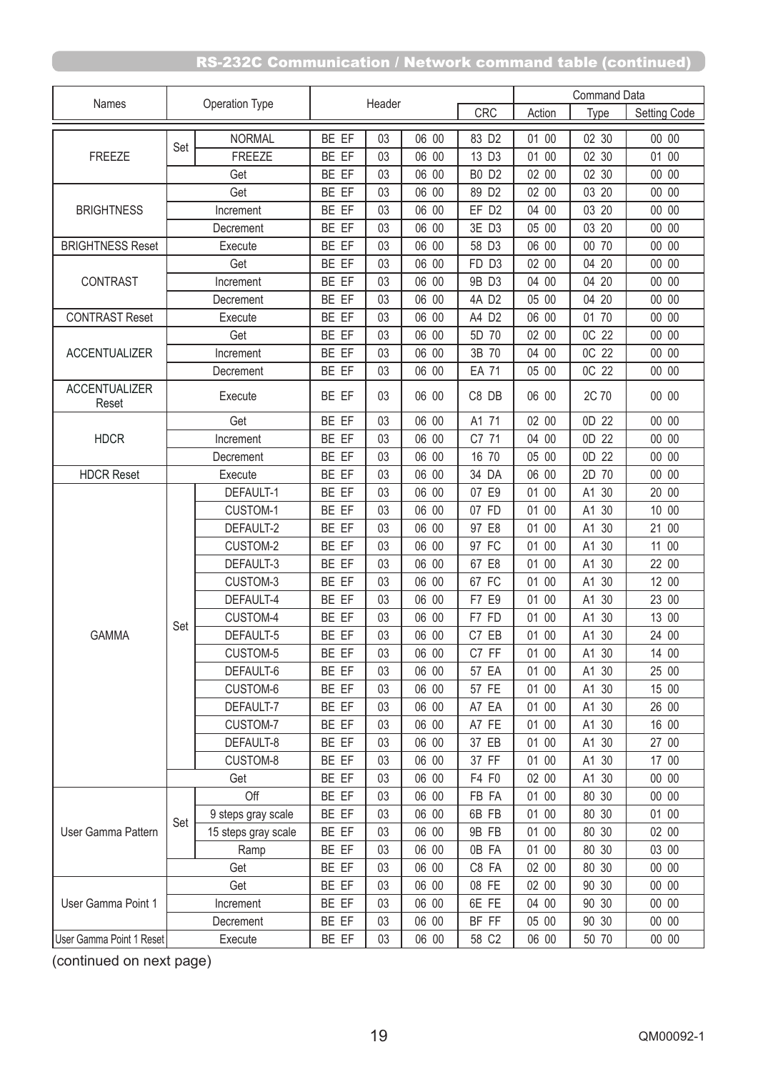## RS-232C Communication / Network command table (continued)

| Names | Operation Type | | Header | | | | Command Data | | |
|---|---|---|---|---|---|---|---|---|---|
| | | | | | | CRC | Action | Type | Setting Code |
| FREEZE | Set | NORMAL | BE EF | 03 | 06 00 | 83 D2 | 01 00 | 02 30 | 00 00 |
| | | FREEZE | BE EF | 03 | 06 00 | 13 D3 | 01 00 | 02 30 | 01 00 |
| | Get | | BE EF | 03 | 06 00 | B0 D2 | 02 00 | 02 30 | 00 00 |
| BRIGHTNESS | Get | | BE EF | 03 | 06 00 | 89 D2 | 02 00 | 03 20 | 00 00 |
| | Increment | | BE EF | 03 | 06 00 | EF D2 | 04 00 | 03 20 | 00 00 |
| | Decrement | | BE EF | 03 | 06 00 | 3E D3 | 05 00 | 03 20 | 00 00 |
| BRIGHTNESS Reset | Execute | | BE EF | 03 | 06 00 | 58 D3 | 06 00 | 00 70 | 00 00 |
| CONTRAST | Get | | BE EF | 03 | 06 00 | FD D3 | 02 00 | 04 20 | 00 00 |
| | Increment | | BE EF | 03 | 06 00 | 9B D3 | 04 00 | 04 20 | 00 00 |
| | Decrement | | BE EF | 03 | 06 00 | 4A D2 | 05 00 | 04 20 | 00 00 |
| CONTRAST Reset | Execute | | BE EF | 03 | 06 00 | A4 D2 | 06 00 | 01 70 | 00 00 |
| ACCENTUALIZER | Get | | BE EF | 03 | 06 00 | 5D 70 | 02 00 | 0C 22 | 00 00 |
| | Increment | | BE EF | 03 | 06 00 | 3B 70 | 04 00 | 0C 22 | 00 00 |
| | Decrement | | BE EF | 03 | 06 00 | EA 71 | 05 00 | 0C 22 | 00 00 |
| ACCENTUALIZER Reset | Execute | | BE EF | 03 | 06 00 | C8 DB | 06 00 | 2C 70 | 00 00 |
| HDCR | Get | | BE EF | 03 | 06 00 | A1 71 | 02 00 | 0D 22 | 00 00 |
| | Increment | | BE EF | 03 | 06 00 | C7 71 | 04 00 | 0D 22 | 00 00 |
| | Decrement | | BE EF | 03 | 06 00 | 16 70 | 05 00 | 0D 22 | 00 00 |
| HDCR Reset | Execute | | BE EF | 03 | 06 00 | 34 DA | 06 00 | 2D 70 | 00 00 |
| GAMMA | Set | DEFAULT-1 | BE EF | 03 | 06 00 | 07 E9 | 01 00 | A1 30 | 20 00 |
| | | CUSTOM-1 | BE EF | 03 | 06 00 | 07 FD | 01 00 | A1 30 | 10 00 |
| | | DEFAULT-2 | BE EF | 03 | 06 00 | 97 E8 | 01 00 | A1 30 | 21 00 |
| | | CUSTOM-2 | BE EF | 03 | 06 00 | 97 FC | 01 00 | A1 30 | 11 00 |
| | | DEFAULT-3 | BE EF | 03 | 06 00 | 67 E8 | 01 00 | A1 30 | 22 00 |
| | | CUSTOM-3 | BE EF | 03 | 06 00 | 67 FC | 01 00 | A1 30 | 12 00 |
| | | DEFAULT-4 | BE EF | 03 | 06 00 | F7 E9 | 01 00 | A1 30 | 23 00 |
| | | CUSTOM-4 | BE EF | 03 | 06 00 | F7 FD | 01 00 | A1 30 | 13 00 |
| | | DEFAULT-5 | BE EF | 03 | 06 00 | C7 EB | 01 00 | A1 30 | 24 00 |
| | | CUSTOM-5 | BE EF | 03 | 06 00 | C7 FF | 01 00 | A1 30 | 14 00 |
| | | DEFAULT-6 | BE EF | 03 | 06 00 | 57 EA | 01 00 | A1 30 | 25 00 |
| | | CUSTOM-6 | BE EF | 03 | 06 00 | 57 FE | 01 00 | A1 30 | 15 00 |
| | | DEFAULT-7 | BE EF | 03 | 06 00 | A7 EA | 01 00 | A1 30 | 26 00 |
| | | CUSTOM-7 | BE EF | 03 | 06 00 | A7 FE | 01 00 | A1 30 | 16 00 |
| | | DEFAULT-8 | BE EF | 03 | 06 00 | 37 EB | 01 00 | A1 30 | 27 00 |
| | | CUSTOM-8 | BE EF | 03 | 06 00 | 37 FF | 01 00 | A1 30 | 17 00 |
| | Get | | BE EF | 03 | 06 00 | F4 F0 | 02 00 | A1 30 | 00 00 |
| User Gamma Pattern | Set | Off | BE EF | 03 | 06 00 | FB FA | 01 00 | 80 30 | 00 00 |
| | | 9 steps gray scale | BE EF | 03 | 06 00 | 6B FB | 01 00 | 80 30 | 01 00 |
| | | 15 steps gray scale | BE EF | 03 | 06 00 | 9B FB | 01 00 | 80 30 | 02 00 |
| | | Ramp | BE EF | 03 | 06 00 | 0B FA | 01 00 | 80 30 | 03 00 |
| | Get | | BE EF | 03 | 06 00 | C8 FA | 02 00 | 80 30 | 00 00 |
| User Gamma Point 1 | Get | | BE EF | 03 | 06 00 | 08 FE | 02 00 | 90 30 | 00 00 |
| | Increment | | BE EF | 03 | 06 00 | 6E FE | 04 00 | 90 30 | 00 00 |
| | Decrement | | BE EF | 03 | 06 00 | BF FF | 05 00 | 90 30 | 00 00 |
| User Gamma Point 1 Reset | Execute | | BE EF | 03 | 06 00 | 58 C2 | 06 00 | 50 70 | 00 00 |

(continued on next page)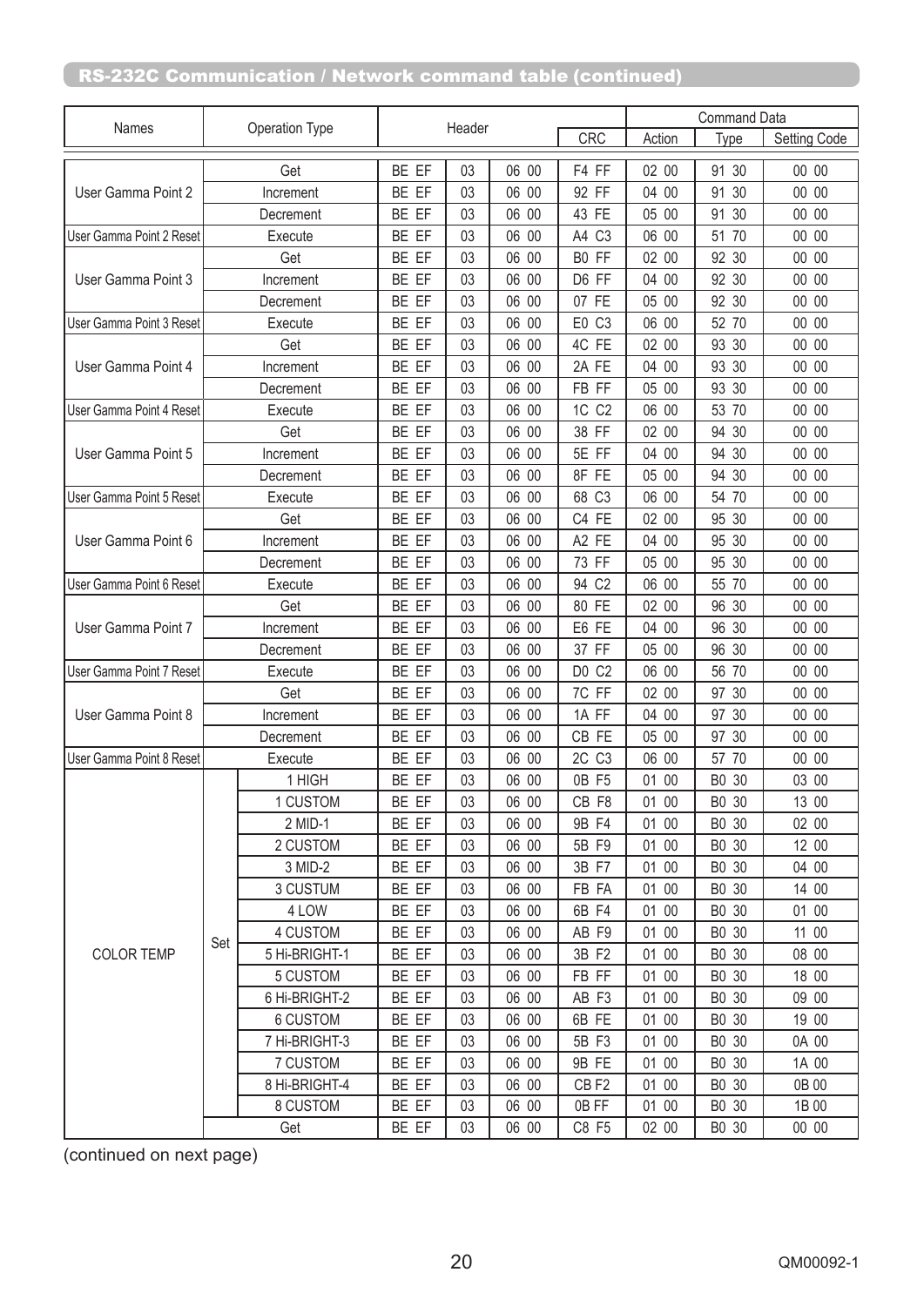## RS-232C Communication / Network command table (continued)

| Names | Operation Type | | Header | | | | Command Data | | |
|---|---|---|---|---|---|---|---|---|---|
| | | | | | | CRC | Action | Type | Setting Code |
| User Gamma Point 2 | Get | | BE EF | 03 | 06 00 | F4 FF | 02 00 | 91 30 | 00 00 |
| | Increment | | BE EF | 03 | 06 00 | 92 FF | 04 00 | 91 30 | 00 00 |
| | Decrement | | BE EF | 03 | 06 00 | 43 FE | 05 00 | 91 30 | 00 00 |
| User Gamma Point 2 Reset | Execute | | BE EF | 03 | 06 00 | A4 C3 | 06 00 | 51 70 | 00 00 |
| User Gamma Point 3 | Get | | BE EF | 03 | 06 00 | B0 FF | 02 00 | 92 30 | 00 00 |
| | Increment | | BE EF | 03 | 06 00 | D6 FF | 04 00 | 92 30 | 00 00 |
| | Decrement | | BE EF | 03 | 06 00 | 07 FE | 05 00 | 92 30 | 00 00 |
| User Gamma Point 3 Reset | Execute | | BE EF | 03 | 06 00 | E0 C3 | 06 00 | 52 70 | 00 00 |
| User Gamma Point 4 | Get | | BE EF | 03 | 06 00 | 4C FE | 02 00 | 93 30 | 00 00 |
| | Increment | | BE EF | 03 | 06 00 | 2A FE | 04 00 | 93 30 | 00 00 |
| | Decrement | | BE EF | 03 | 06 00 | FB FF | 05 00 | 93 30 | 00 00 |
| User Gamma Point 4 Reset | Execute | | BE EF | 03 | 06 00 | 1C C2 | 06 00 | 53 70 | 00 00 |
| User Gamma Point 5 | Get | | BE EF | 03 | 06 00 | 38 FF | 02 00 | 94 30 | 00 00 |
| | Increment | | BE EF | 03 | 06 00 | 5E FF | 04 00 | 94 30 | 00 00 |
| | Decrement | | BE EF | 03 | 06 00 | 8F FE | 05 00 | 94 30 | 00 00 |
| User Gamma Point 5 Reset | Execute | | BE EF | 03 | 06 00 | 68 C3 | 06 00 | 54 70 | 00 00 |
| User Gamma Point 6 | Get | | BE EF | 03 | 06 00 | C4 FE | 02 00 | 95 30 | 00 00 |
| | Increment | | BE EF | 03 | 06 00 | A2 FE | 04 00 | 95 30 | 00 00 |
| | Decrement | | BE EF | 03 | 06 00 | 73 FF | 05 00 | 95 30 | 00 00 |
| User Gamma Point 6 Reset | Execute | | BE EF | 03 | 06 00 | 94 C2 | 06 00 | 55 70 | 00 00 |
| User Gamma Point 7 | Get | | BE EF | 03 | 06 00 | 80 FE | 02 00 | 96 30 | 00 00 |
| | Increment | | BE EF | 03 | 06 00 | E6 FE | 04 00 | 96 30 | 00 00 |
| | Decrement | | BE EF | 03 | 06 00 | 37 FF | 05 00 | 96 30 | 00 00 |
| User Gamma Point 7 Reset | Execute | | BE EF | 03 | 06 00 | D0 C2 | 06 00 | 56 70 | 00 00 |
| User Gamma Point 8 | Get | | BE EF | 03 | 06 00 | 7C FF | 02 00 | 97 30 | 00 00 |
| | Increment | | BE EF | 03 | 06 00 | 1A FF | 04 00 | 97 30 | 00 00 |
| | Decrement | | BE EF | 03 | 06 00 | CB FE | 05 00 | 97 30 | 00 00 |
| User Gamma Point 8 Reset | Execute | | BE EF | 03 | 06 00 | 2C C3 | 06 00 | 57 70 | 00 00 |
| COLOR TEMP | Set | 1 HIGH | BE EF | 03 | 06 00 | 0B F5 | 01 00 | B0 30 | 03 00 |
| | | 1 CUSTOM | BE EF | 03 | 06 00 | CB F8 | 01 00 | B0 30 | 13 00 |
| | | 2 MID-1 | BE EF | 03 | 06 00 | 9B F4 | 01 00 | B0 30 | 02 00 |
| | | 2 CUSTOM | BE EF | 03 | 06 00 | 5B F9 | 01 00 | B0 30 | 12 00 |
| | | 3 MID-2 | BE EF | 03 | 06 00 | 3B F7 | 01 00 | B0 30 | 04 00 |
| | | 3 CUSTUM | BE EF | 03 | 06 00 | FB FA | 01 00 | B0 30 | 14 00 |
| | | 4 LOW | BE EF | 03 | 06 00 | 6B F4 | 01 00 | B0 30 | 01 00 |
| | | 4 CUSTOM | BE EF | 03 | 06 00 | AB F9 | 01 00 | B0 30 | 11 00 |
| | | 5 Hi-BRIGHT-1 | BE EF | 03 | 06 00 | 3B F2 | 01 00 | B0 30 | 08 00 |
| | | 5 CUSTOM | BE EF | 03 | 06 00 | FB FF | 01 00 | B0 30 | 18 00 |
| | | 6 Hi-BRIGHT-2 | BE EF | 03 | 06 00 | AB F3 | 01 00 | B0 30 | 09 00 |
| | | 6 CUSTOM | BE EF | 03 | 06 00 | 6B FE | 01 00 | B0 30 | 19 00 |
| | | 7 Hi-BRIGHT-3 | BE EF | 03 | 06 00 | 5B F3 | 01 00 | B0 30 | 0A 00 |
| | | 7 CUSTOM | BE EF | 03 | 06 00 | 9B FE | 01 00 | B0 30 | 1A 00 |
| | | 8 Hi-BRIGHT-4 | BE EF | 03 | 06 00 | CB F2 | 01 00 | B0 30 | 0B 00 |
| | | 8 CUSTOM | BE EF | 03 | 06 00 | 0B FF | 01 00 | B0 30 | 1B 00 |
| | Get | | BE EF | 03 | 06 00 | C8 F5 | 02 00 | B0 30 | 00 00 |

(continued on next page)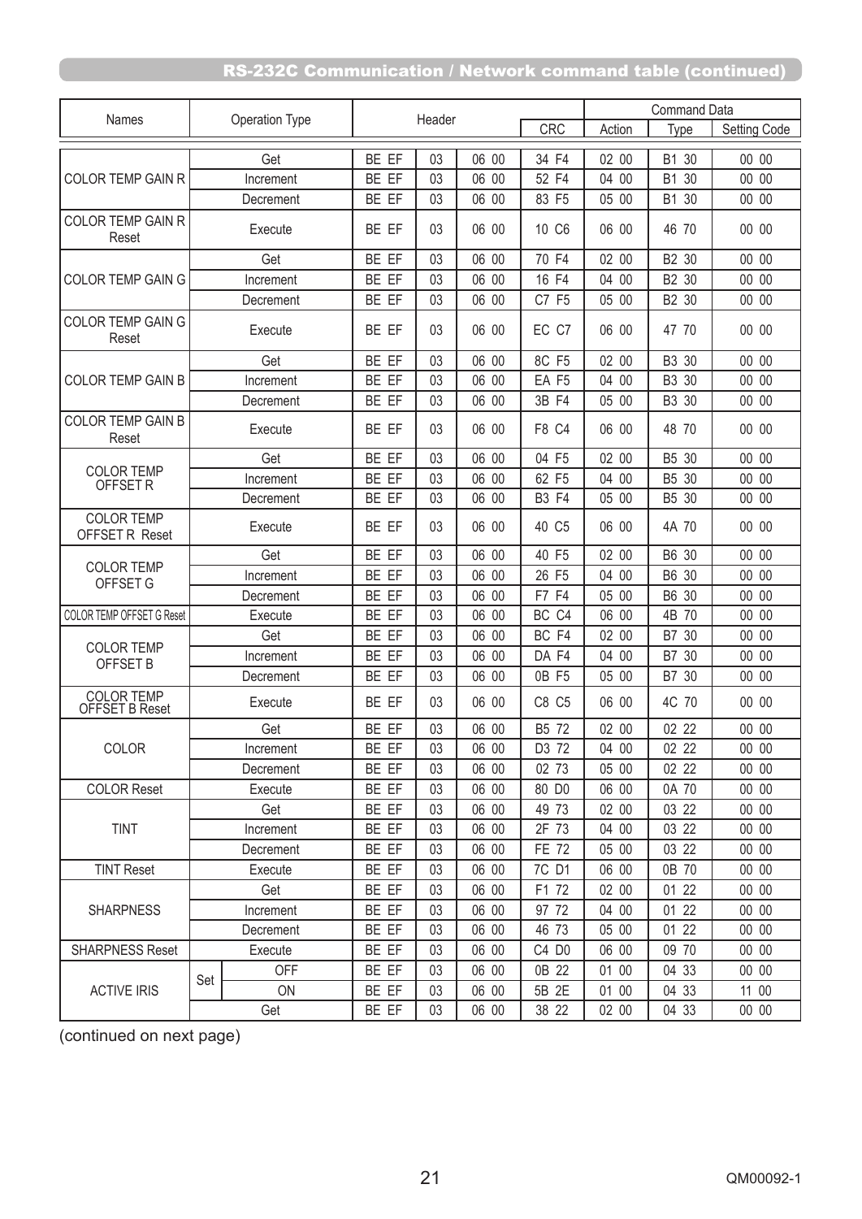## RS-232C Communication / Network command table (continued)

| Names | Operation Type | | Header | | | | Command Data | | |
|---|---|---|---|---|---|---|---|---|---|
| | | | | | | CRC | Action | Type | Setting Code |
| COLOR TEMP GAIN R | Get | | BE EF | 03 | 06 00 | 34 F4 | 02 00 | B1 30 | 00 00 |
| | Increment | | BE EF | 03 | 06 00 | 52 F4 | 04 00 | B1 30 | 00 00 |
| | Decrement | | BE EF | 03 | 06 00 | 83 F5 | 05 00 | B1 30 | 00 00 |
| COLOR TEMP GAIN R Reset | Execute | | BE EF | 03 | 06 00 | 10 C6 | 06 00 | 46 70 | 00 00 |
| COLOR TEMP GAIN G | Get | | BE EF | 03 | 06 00 | 70 F4 | 02 00 | B2 30 | 00 00 |
| | Increment | | BE EF | 03 | 06 00 | 16 F4 | 04 00 | B2 30 | 00 00 |
| | Decrement | | BE EF | 03 | 06 00 | C7 F5 | 05 00 | B2 30 | 00 00 |
| COLOR TEMP GAIN G Reset | Execute | | BE EF | 03 | 06 00 | EC C7 | 06 00 | 47 70 | 00 00 |
| COLOR TEMP GAIN B | Get | | BE EF | 03 | 06 00 | 8C F5 | 02 00 | B3 30 | 00 00 |
| | Increment | | BE EF | 03 | 06 00 | EA F5 | 04 00 | B3 30 | 00 00 |
| | Decrement | | BE EF | 03 | 06 00 | 3B F4 | 05 00 | B3 30 | 00 00 |
| COLOR TEMP GAIN B Reset | Execute | | BE EF | 03 | 06 00 | F8 C4 | 06 00 | 48 70 | 00 00 |
| COLOR TEMP OFFSET R | Get | | BE EF | 03 | 06 00 | 04 F5 | 02 00 | B5 30 | 00 00 |
| | Increment | | BE EF | 03 | 06 00 | 62 F5 | 04 00 | B5 30 | 00 00 |
| | Decrement | | BE EF | 03 | 06 00 | B3 F4 | 05 00 | B5 30 | 00 00 |
| COLOR TEMP OFFSET R Reset | Execute | | BE EF | 03 | 06 00 | 40 C5 | 06 00 | 4A 70 | 00 00 |
| COLOR TEMP OFFSET G | Get | | BE EF | 03 | 06 00 | 40 F5 | 02 00 | B6 30 | 00 00 |
| | Increment | | BE EF | 03 | 06 00 | 26 F5 | 04 00 | B6 30 | 00 00 |
| | Decrement | | BE EF | 03 | 06 00 | F7 F4 | 05 00 | B6 30 | 00 00 |
| COLOR TEMP OFFSET G Reset | Execute | | BE EF | 03 | 06 00 | BC C4 | 06 00 | 4B 70 | 00 00 |
| COLOR TEMP OFFSET B | Get | | BE EF | 03 | 06 00 | BC F4 | 02 00 | B7 30 | 00 00 |
| | Increment | | BE EF | 03 | 06 00 | DA F4 | 04 00 | B7 30 | 00 00 |
| | Decrement | | BE EF | 03 | 06 00 | 0B F5 | 05 00 | B7 30 | 00 00 |
| COLOR TEMP OFFSET B Reset | Execute | | BE EF | 03 | 06 00 | C8 C5 | 06 00 | 4C 70 | 00 00 |
| COLOR | Get | | BE EF | 03 | 06 00 | B5 72 | 02 00 | 02 22 | 00 00 |
| | Increment | | BE EF | 03 | 06 00 | D3 72 | 04 00 | 02 22 | 00 00 |
| | Decrement | | BE EF | 03 | 06 00 | 02 73 | 05 00 | 02 22 | 00 00 |
| COLOR Reset | Execute | | BE EF | 03 | 06 00 | 80 D0 | 06 00 | 0A 70 | 00 00 |
| TINT | Get | | BE EF | 03 | 06 00 | 49 73 | 02 00 | 03 22 | 00 00 |
| | Increment | | BE EF | 03 | 06 00 | 2F 73 | 04 00 | 03 22 | 00 00 |
| | Decrement | | BE EF | 03 | 06 00 | FE 72 | 05 00 | 03 22 | 00 00 |
| TINT Reset | Execute | | BE EF | 03 | 06 00 | 7C D1 | 06 00 | 0B 70 | 00 00 |
| SHARPNESS | Get | | BE EF | 03 | 06 00 | F1 72 | 02 00 | 01 22 | 00 00 |
| | Increment | | BE EF | 03 | 06 00 | 97 72 | 04 00 | 01 22 | 00 00 |
| | Decrement | | BE EF | 03 | 06 00 | 46 73 | 05 00 | 01 22 | 00 00 |
| SHARPNESS Reset | Execute | | BE EF | 03 | 06 00 | C4 D0 | 06 00 | 09 70 | 00 00 |
| ACTIVE IRIS | Set | OFF | BE EF | 03 | 06 00 | 0B 22 | 01 00 | 04 33 | 00 00 |
| | | ON | BE EF | 03 | 06 00 | 5B 2E | 01 00 | 04 33 | 11 00 |
| | Get | | BE EF | 03 | 06 00 | 38 22 | 02 00 | 04 33 | 00 00 |

(continued on next page)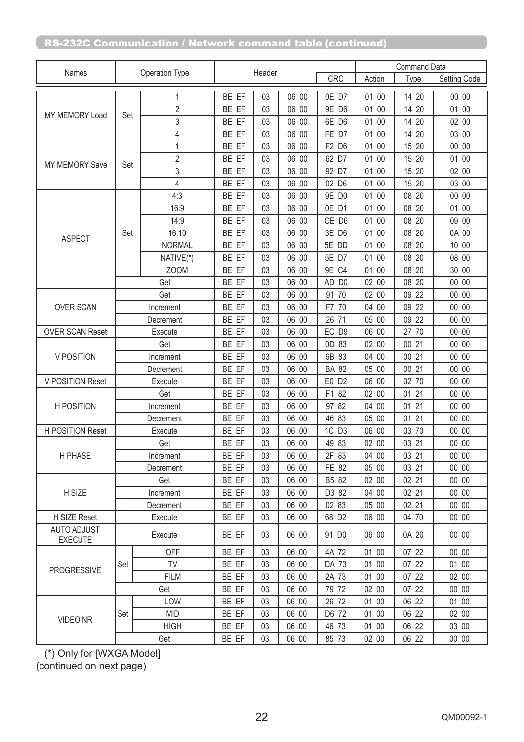## RS-232C Communication / Network command table (continued)

| Names | Operation Type | | Header | | | CRC | Command Data | | |
|---|---|---|---|---|---|---|---|---|---|
| | | | | | | | Action | Type | Setting Code |
| MY MEMORY Load | Set | 1 | BE EF | 03 | 06 00 | 0E D7 | 01 00 | 14 20 | 00 00 |
| | | 2 | BE EF | 03 | 06 00 | 9E D6 | 01 00 | 14 20 | 01 00 |
| | | 3 | BE EF | 03 | 06 00 | 6E D6 | 01 00 | 14 20 | 02 00 |
| | | 4 | BE EF | 03 | 06 00 | FE D7 | 01 00 | 14 20 | 03 00 |
| MY MEMORY Save | Set | 1 | BE EF | 03 | 06 00 | F2 D6 | 01 00 | 15 20 | 00 00 |
| | | 2 | BE EF | 03 | 06 00 | 62 D7 | 01 00 | 15 20 | 01 00 |
| | | 3 | BE EF | 03 | 06 00 | 92 D7 | 01 00 | 15 20 | 02 00 |
| | | 4 | BE EF | 03 | 06 00 | 02 D6 | 01 00 | 15 20 | 03 00 |
| ASPECT | Set | 4:3 | BE EF | 03 | 06 00 | 9E D0 | 01 00 | 08 20 | 00 00 |
| | | 16:9 | BE EF | 03 | 06 00 | 0E D1 | 01 00 | 08 20 | 01 00 |
| | | 14:9 | BE EF | 03 | 06 00 | CE D6 | 01 00 | 08 20 | 09 00 |
| | | 16:10 | BE EF | 03 | 06 00 | 3E D6 | 01 00 | 08 20 | 0A 00 |
| | | NORMAL | BE EF | 03 | 06 00 | 5E DD | 01 00 | 08 20 | 10 00 |
| | | NATIVE(*) | BE EF | 03 | 06 00 | 5E D7 | 01 00 | 08 20 | 08 00 |
| | | ZOOM | BE EF | 03 | 06 00 | 9E C4 | 01 00 | 08 20 | 30 00 |
| | Get | | BE EF | 03 | 06 00 | AD D0 | 02 00 | 08 20 | 00 00 |
| OVER SCAN | Get | | BE EF | 03 | 06 00 | 91 70 | 02 00 | 09 22 | 00 00 |
| | Increment | | BE EF | 03 | 06 00 | F7 70 | 04 00 | 09 22 | 00 00 |
| | Decrement | | BE EF | 03 | 06 00 | 26 71 | 05 00 | 09 22 | 00 00 |
| OVER SCAN Reset | Execute | | BE EF | 03 | 06 00 | EC D9 | 06 00 | 27 70 | 00 00 |
| V POSITION | Get | | BE EF | 03 | 06 00 | 0D 83 | 02 00 | 00 21 | 00 00 |
| | Increment | | BE EF | 03 | 06 00 | 6B 83 | 04 00 | 00 21 | 00 00 |
| | Decrement | | BE EF | 03 | 06 00 | BA 82 | 05 00 | 00 21 | 00 00 |
| V POSITION Reset | Execute | | BE EF | 03 | 06 00 | E0 D2 | 06 00 | 02 70 | 00 00 |
| H POSITION | Get | | BE EF | 03 | 06 00 | F1 82 | 02 00 | 01 21 | 00 00 |
| | Increment | | BE EF | 03 | 06 00 | 97 82 | 04 00 | 01 21 | 00 00 |
| | Decrement | | BE EF | 03 | 06 00 | 46 83 | 05 00 | 01 21 | 00 00 |
| H POSITION Reset | Execute | | BE EF | 03 | 06 00 | 1C D3 | 06 00 | 03 70 | 00 00 |
| H PHASE | Get | | BE EF | 03 | 06 00 | 49 83 | 02 00 | 03 21 | 00 00 |
| | Increment | | BE EF | 03 | 06 00 | 2F 83 | 04 00 | 03 21 | 00 00 |
| | Decrement | | BE EF | 03 | 06 00 | FE 82 | 05 00 | 03 21 | 00 00 |
| H SIZE | Get | | BE EF | 03 | 06 00 | B5 82 | 02 00 | 02 21 | 00 00 |
| | Increment | | BE EF | 03 | 06 00 | D3 82 | 04 00 | 02 21 | 00 00 |
| | Decrement | | BE EF | 03 | 06 00 | 02 83 | 05 00 | 02 21 | 00 00 |
| H SIZE Reset | Execute | | BE EF | 03 | 06 00 | 68 D2 | 06 00 | 04 70 | 00 00 |
| AUTO ADJUST EXECUTE | Execute | | BE EF | 03 | 06 00 | 91 D0 | 06 00 | 0A 20 | 00 00 |
| PROGRESSIVE | Set | OFF | BE EF | 03 | 06 00 | 4A 72 | 01 00 | 07 22 | 00 00 |
| | | TV | BE EF | 03 | 06 00 | DA 73 | 01 00 | 07 22 | 01 00 |
| | | FILM | BE EF | 03 | 06 00 | 2A 73 | 01 00 | 07 22 | 02 00 |
| | Get | | BE EF | 03 | 06 00 | 79 72 | 02 00 | 07 22 | 00 00 |
| VIDEO NR | Set | LOW | BE EF | 03 | 06 00 | 26 72 | 01 00 | 06 22 | 01 00 |
| | | MID | BE EF | 03 | 06 00 | D6 72 | 01 00 | 06 22 | 02 00 |
| | | HIGH | BE EF | 03 | 06 00 | 46 73 | 01 00 | 06 22 | 03 00 |
| | Get | | BE EF | 03 | 06 00 | 85 73 | 02 00 | 06 22 | 00 00 |

(*) Only for [WXGA Model]

(continued on next page)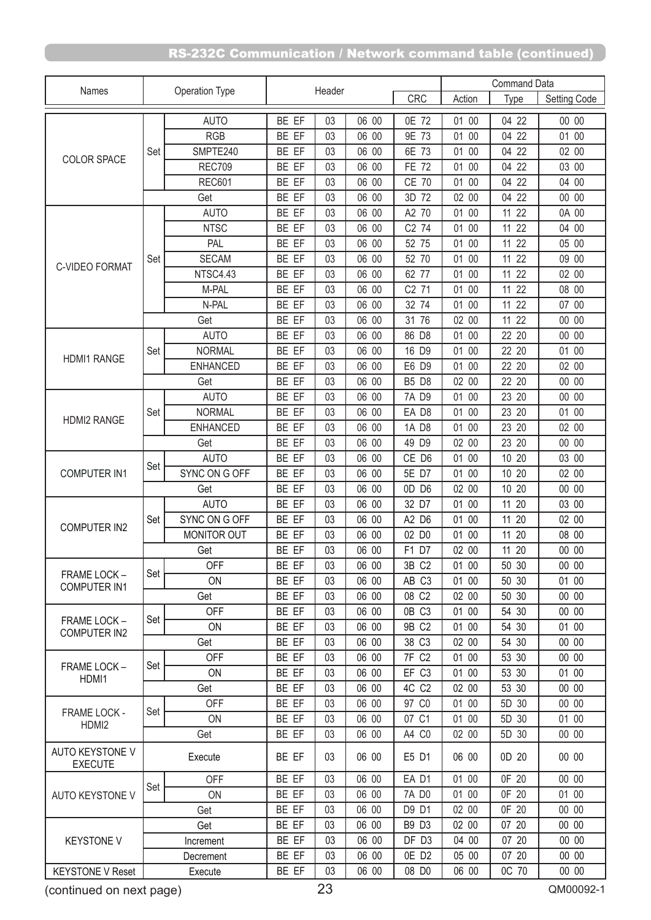## RS-232C Communication / Network command table (continued)

| Names | Operation Type | | Header | | | | Command Data | | |
|---|---|---|---|---|---|---|---|---|---|
| | | | | | | CRC | Action | Type | Setting Code |
| COLOR SPACE | Set | AUTO | BE EF | 03 | 06 00 | 0E 72 | 01 00 | 04 22 | 00 00 |
| | | RGB | BE EF | 03 | 06 00 | 9E 73 | 01 00 | 04 22 | 01 00 |
| | | SMPTE240 | BE EF | 03 | 06 00 | 6E 73 | 01 00 | 04 22 | 02 00 |
| | | REC709 | BE EF | 03 | 06 00 | FE 72 | 01 00 | 04 22 | 03 00 |
| | | REC601 | BE EF | 03 | 06 00 | CE 70 | 01 00 | 04 22 | 04 00 |
| | Get | | BE EF | 03 | 06 00 | 3D 72 | 02 00 | 04 22 | 00 00 |
| C-VIDEO FORMAT | Set | AUTO | BE EF | 03 | 06 00 | A2 70 | 01 00 | 11 22 | 0A 00 |
| | | NTSC | BE EF | 03 | 06 00 | C2 74 | 01 00 | 11 22 | 04 00 |
| | | PAL | BE EF | 03 | 06 00 | 52 75 | 01 00 | 11 22 | 05 00 |
| | | SECAM | BE EF | 03 | 06 00 | 52 70 | 01 00 | 11 22 | 09 00 |
| | | NTSC4.43 | BE EF | 03 | 06 00 | 62 77 | 01 00 | 11 22 | 02 00 |
| | | M-PAL | BE EF | 03 | 06 00 | C2 71 | 01 00 | 11 22 | 08 00 |
| | | N-PAL | BE EF | 03 | 06 00 | 32 74 | 01 00 | 11 22 | 07 00 |
| | Get | | BE EF | 03 | 06 00 | 31 76 | 02 00 | 11 22 | 00 00 |
| HDMI1 RANGE | Set | AUTO | BE EF | 03 | 06 00 | 86 D8 | 01 00 | 22 20 | 00 00 |
| | | NORMAL | BE EF | 03 | 06 00 | 16 D9 | 01 00 | 22 20 | 01 00 |
| | | ENHANCED | BE EF | 03 | 06 00 | E6 D9 | 01 00 | 22 20 | 02 00 |
| | Get | | BE EF | 03 | 06 00 | B5 D8 | 02 00 | 22 20 | 00 00 |
| HDMI2 RANGE | Set | AUTO | BE EF | 03 | 06 00 | 7A D9 | 01 00 | 23 20 | 00 00 |
| | | NORMAL | BE EF | 03 | 06 00 | EA D8 | 01 00 | 23 20 | 01 00 |
| | | ENHANCED | BE EF | 03 | 06 00 | 1A D8 | 01 00 | 23 20 | 02 00 |
| | Get | | BE EF | 03 | 06 00 | 49 D9 | 02 00 | 23 20 | 00 00 |
| COMPUTER IN1 | Set | AUTO | BE EF | 03 | 06 00 | CE D6 | 01 00 | 10 20 | 03 00 |
| | | SYNC ON G OFF | BE EF | 03 | 06 00 | 5E D7 | 01 00 | 10 20 | 02 00 |
| | Get | | BE EF | 03 | 06 00 | 0D D6 | 02 00 | 10 20 | 00 00 |
| COMPUTER IN2 | Set | AUTO | BE EF | 03 | 06 00 | 32 D7 | 01 00 | 11 20 | 03 00 |
| | | SYNC ON G OFF | BE EF | 03 | 06 00 | A2 D6 | 01 00 | 11 20 | 02 00 |
| | | MONITOR OUT | BE EF | 03 | 06 00 | 02 D0 | 01 00 | 11 20 | 08 00 |
| | Get | | BE EF | 03 | 06 00 | F1 D7 | 02 00 | 11 20 | 00 00 |
| FRAME LOCK – COMPUTER IN1 | Set | OFF | BE EF | 03 | 06 00 | 3B C2 | 01 00 | 50 30 | 00 00 |
| | | ON | BE EF | 03 | 06 00 | AB C3 | 01 00 | 50 30 | 01 00 |
| | Get | | BE EF | 03 | 06 00 | 08 C2 | 02 00 | 50 30 | 00 00 |
| FRAME LOCK – COMPUTER IN2 | Set | OFF | BE EF | 03 | 06 00 | 0B C3 | 01 00 | 54 30 | 00 00 |
| | | ON | BE EF | 03 | 06 00 | 9B C2 | 01 00 | 54 30 | 01 00 |
| | Get | | BE EF | 03 | 06 00 | 38 C3 | 02 00 | 54 30 | 00 00 |
| FRAME LOCK – HDMI1 | Set | OFF | BE EF | 03 | 06 00 | 7F C2 | 01 00 | 53 30 | 00 00 |
| | | ON | BE EF | 03 | 06 00 | EF C3 | 01 00 | 53 30 | 01 00 |
| | Get | | BE EF | 03 | 06 00 | 4C C2 | 02 00 | 53 30 | 00 00 |
| FRAME LOCK - HDMI2 | Set | OFF | BE EF | 03 | 06 00 | 97 C0 | 01 00 | 5D 30 | 00 00 |
| | | ON | BE EF | 03 | 06 00 | 07 C1 | 01 00 | 5D 30 | 01 00 |
| | Get | | BE EF | 03 | 06 00 | A4 C0 | 02 00 | 5D 30 | 00 00 |
| AUTO KEYSTONE V EXECUTE | Execute | | BE EF | 03 | 06 00 | E5 D1 | 06 00 | 0D 20 | 00 00 |
| AUTO KEYSTONE V | Set | OFF | BE EF | 03 | 06 00 | EA D1 | 01 00 | 0F 20 | 00 00 |
| | | ON | BE EF | 03 | 06 00 | 7A D0 | 01 00 | 0F 20 | 01 00 |
| | Get | | BE EF | 03 | 06 00 | D9 D1 | 02 00 | 0F 20 | 00 00 |
| KEYSTONE V | Get | | BE EF | 03 | 06 00 | B9 D3 | 02 00 | 07 20 | 00 00 |
| | Increment | | BE EF | 03 | 06 00 | DF D3 | 04 00 | 07 20 | 00 00 |
| | Decrement | | BE EF | 03 | 06 00 | 0E D2 | 05 00 | 07 20 | 00 00 |
| KEYSTONE V Reset | Execute | | BE EF | 03 | 06 00 | 08 D0 | 06 00 | 0C 70 | 00 00 |

(continued on next page)

QM00092-1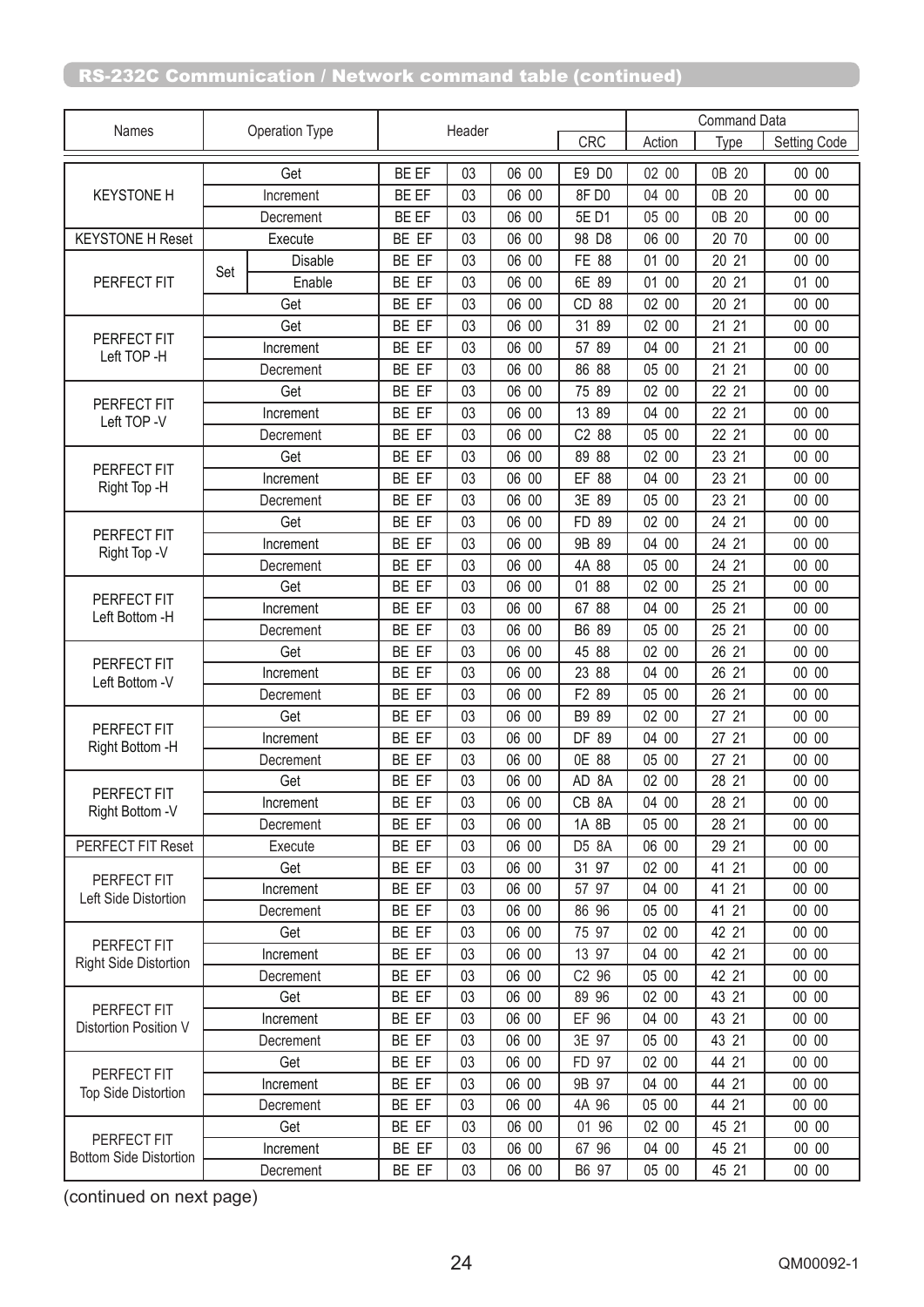## RS-232C Communication / Network command table (continued)

| Names | Operation Type | | Header | | | CRC | Command Data | | |
|---|---|---|---|---|---|---|---|---|---|
| | | | | | | | Action | Type | Setting Code |
| KEYSTONE H | Get | | BE EF | 03 | 06 00 | E9 D0 | 02 00 | 0B 20 | 00 00 |
| | Increment | | BE EF | 03 | 06 00 | 8F D0 | 04 00 | 0B 20 | 00 00 |
| | Decrement | | BE EF | 03 | 06 00 | 5E D1 | 05 00 | 0B 20 | 00 00 |
| KEYSTONE H Reset | Execute | | BE EF | 03 | 06 00 | 98 D8 | 06 00 | 20 70 | 00 00 |
| PERFECT FIT | Set | Disable | BE EF | 03 | 06 00 | FE 88 | 01 00 | 20 21 | 00 00 |
| | | Enable | BE EF | 03 | 06 00 | 6E 89 | 01 00 | 20 21 | 01 00 |
| | Get | | BE EF | 03 | 06 00 | CD 88 | 02 00 | 20 21 | 00 00 |
| PERFECT FIT Left TOP -H | Get | | BE EF | 03 | 06 00 | 31 89 | 02 00 | 21 21 | 00 00 |
| | Increment | | BE EF | 03 | 06 00 | 57 89 | 04 00 | 21 21 | 00 00 |
| | Decrement | | BE EF | 03 | 06 00 | 86 88 | 05 00 | 21 21 | 00 00 |
| PERFECT FIT Left TOP -V | Get | | BE EF | 03 | 06 00 | 75 89 | 02 00 | 22 21 | 00 00 |
| | Increment | | BE EF | 03 | 06 00 | 13 89 | 04 00 | 22 21 | 00 00 |
| | Decrement | | BE EF | 03 | 06 00 | C2 88 | 05 00 | 22 21 | 00 00 |
| PERFECT FIT Right Top -H | Get | | BE EF | 03 | 06 00 | 89 88 | 02 00 | 23 21 | 00 00 |
| | Increment | | BE EF | 03 | 06 00 | EF 88 | 04 00 | 23 21 | 00 00 |
| | Decrement | | BE EF | 03 | 06 00 | 3E 89 | 05 00 | 23 21 | 00 00 |
| PERFECT FIT Right Top -V | Get | | BE EF | 03 | 06 00 | FD 89 | 02 00 | 24 21 | 00 00 |
| | Increment | | BE EF | 03 | 06 00 | 9B 89 | 04 00 | 24 21 | 00 00 |
| | Decrement | | BE EF | 03 | 06 00 | 4A 88 | 05 00 | 24 21 | 00 00 |
| PERFECT FIT Left Bottom -H | Get | | BE EF | 03 | 06 00 | 01 88 | 02 00 | 25 21 | 00 00 |
| | Increment | | BE EF | 03 | 06 00 | 67 88 | 04 00 | 25 21 | 00 00 |
| | Decrement | | BE EF | 03 | 06 00 | B6 89 | 05 00 | 25 21 | 00 00 |
| PERFECT FIT Left Bottom -V | Get | | BE EF | 03 | 06 00 | 45 88 | 02 00 | 26 21 | 00 00 |
| | Increment | | BE EF | 03 | 06 00 | 23 88 | 04 00 | 26 21 | 00 00 |
| | Decrement | | BE EF | 03 | 06 00 | F2 89 | 05 00 | 26 21 | 00 00 |
| PERFECT FIT Right Bottom -H | Get | | BE EF | 03 | 06 00 | B9 89 | 02 00 | 27 21 | 00 00 |
| | Increment | | BE EF | 03 | 06 00 | DF 89 | 04 00 | 27 21 | 00 00 |
| | Decrement | | BE EF | 03 | 06 00 | 0E 88 | 05 00 | 27 21 | 00 00 |
| PERFECT FIT Right Bottom -V | Get | | BE EF | 03 | 06 00 | AD 8A | 02 00 | 28 21 | 00 00 |
| | Increment | | BE EF | 03 | 06 00 | CB 8A | 04 00 | 28 21 | 00 00 |
| | Decrement | | BE EF | 03 | 06 00 | 1A 8B | 05 00 | 28 21 | 00 00 |
| PERFECT FIT Reset | Execute | | BE EF | 03 | 06 00 | D5 8A | 06 00 | 29 21 | 00 00 |
| PERFECT FIT Left Side Distortion | Get | | BE EF | 03 | 06 00 | 31 97 | 02 00 | 41 21 | 00 00 |
| | Increment | | BE EF | 03 | 06 00 | 57 97 | 04 00 | 41 21 | 00 00 |
| | Decrement | | BE EF | 03 | 06 00 | 86 96 | 05 00 | 41 21 | 00 00 |
| PERFECT FIT Right Side Distortion | Get | | BE EF | 03 | 06 00 | 75 97 | 02 00 | 42 21 | 00 00 |
| | Increment | | BE EF | 03 | 06 00 | 13 97 | 04 00 | 42 21 | 00 00 |
| | Decrement | | BE EF | 03 | 06 00 | C2 96 | 05 00 | 42 21 | 00 00 |
| PERFECT FIT Distortion Position V | Get | | BE EF | 03 | 06 00 | 89 96 | 02 00 | 43 21 | 00 00 |
| | Increment | | BE EF | 03 | 06 00 | EF 96 | 04 00 | 43 21 | 00 00 |
| | Decrement | | BE EF | 03 | 06 00 | 3E 97 | 05 00 | 43 21 | 00 00 |
| PERFECT FIT Top Side Distortion | Get | | BE EF | 03 | 06 00 | FD 97 | 02 00 | 44 21 | 00 00 |
| | Increment | | BE EF | 03 | 06 00 | 9B 97 | 04 00 | 44 21 | 00 00 |
| | Decrement | | BE EF | 03 | 06 00 | 4A 96 | 05 00 | 44 21 | 00 00 |
| PERFECT FIT Bottom Side Distortion | Get | | BE EF | 03 | 06 00 | 01 96 | 02 00 | 45 21 | 00 00 |
| | Increment | | BE EF | 03 | 06 00 | 67 96 | 04 00 | 45 21 | 00 00 |
| | Decrement | | BE EF | 03 | 06 00 | B6 97 | 05 00 | 45 21 | 00 00 |

(continued on next page)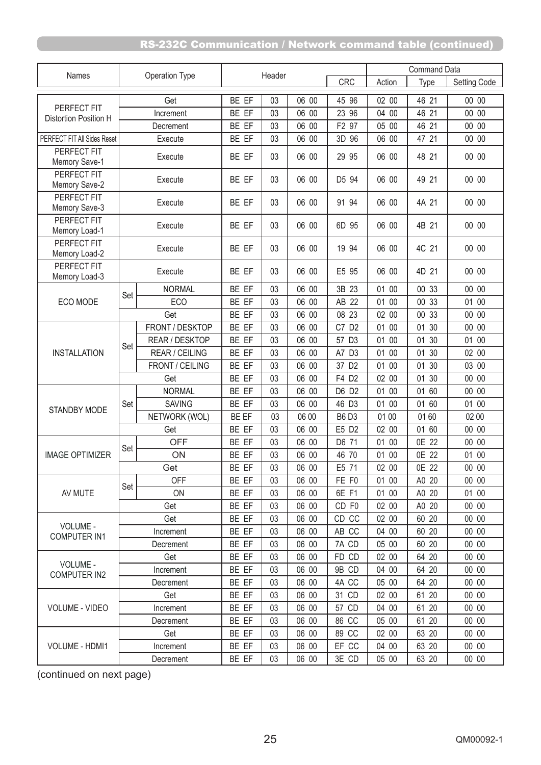## RS-232C Communication / Network command table (continued)

| Names | Operation Type | | Header | | | | Command Data | | |
|---|---|---|---|---|---|---|---|---|---|
| | | | | | | CRC | Action | Type | Setting Code |
| PERFECT FIT Distortion Position H | Get | | BE EF | 03 | 06 00 | 45 96 | 02 00 | 46 21 | 00 00 |
| | Increment | | BE EF | 03 | 06 00 | 23 96 | 04 00 | 46 21 | 00 00 |
| | Decrement | | BE EF | 03 | 06 00 | F2 97 | 05 00 | 46 21 | 00 00 |
| PERFECT FIT All Sides Reset | Execute | | BE EF | 03 | 06 00 | 3D 96 | 06 00 | 47 21 | 00 00 |
| PERFECT FIT Memory Save-1 | Execute | | BE EF | 03 | 06 00 | 29 95 | 06 00 | 48 21 | 00 00 |
| PERFECT FIT Memory Save-2 | Execute | | BE EF | 03 | 06 00 | D5 94 | 06 00 | 49 21 | 00 00 |
| PERFECT FIT Memory Save-3 | Execute | | BE EF | 03 | 06 00 | 91 94 | 06 00 | 4A 21 | 00 00 |
| PERFECT FIT Memory Load-1 | Execute | | BE EF | 03 | 06 00 | 6D 95 | 06 00 | 4B 21 | 00 00 |
| PERFECT FIT Memory Load-2 | Execute | | BE EF | 03 | 06 00 | 19 94 | 06 00 | 4C 21 | 00 00 |
| PERFECT FIT Memory Load-3 | Execute | | BE EF | 03 | 06 00 | E5 95 | 06 00 | 4D 21 | 00 00 |
| ECO MODE | Set | NORMAL | BE EF | 03 | 06 00 | 3B 23 | 01 00 | 00 33 | 00 00 |
| | | ECO | BE EF | 03 | 06 00 | AB 22 | 01 00 | 00 33 | 01 00 |
| | Get | | BE EF | 03 | 06 00 | 08 23 | 02 00 | 00 33 | 00 00 |
| INSTALLATION | Set | FRONT / DESKTOP | BE EF | 03 | 06 00 | C7 D2 | 01 00 | 01 30 | 00 00 |
| | | REAR / DESKTOP | BE EF | 03 | 06 00 | 57 D3 | 01 00 | 01 30 | 01 00 |
| | | REAR / CEILING | BE EF | 03 | 06 00 | A7 D3 | 01 00 | 01 30 | 02 00 |
| | | FRONT / CEILING | BE EF | 03 | 06 00 | 37 D2 | 01 00 | 01 30 | 03 00 |
| | Get | | BE EF | 03 | 06 00 | F4 D2 | 02 00 | 01 30 | 00 00 |
| STANDBY MODE | Set | NORMAL | BE EF | 03 | 06 00 | D6 D2 | 01 00 | 01 60 | 00 00 |
| | | SAVING | BE EF | 03 | 06 00 | 46 D3 | 01 00 | 01 60 | 01 00 |
| | | NETWORK (WOL) | BE EF | 03 | 06 00 | B6 D3 | 01 00 | 01 60 | 02 00 |
| | Get | | BE EF | 03 | 06 00 | E5 D2 | 02 00 | 01 60 | 00 00 |
| IMAGE OPTIMIZER | Set | OFF | BE EF | 03 | 06 00 | D6 71 | 01 00 | 0E 22 | 00 00 |
| | | ON | BE EF | 03 | 06 00 | 46 70 | 01 00 | 0E 22 | 01 00 |
| | Get | | BE EF | 03 | 06 00 | E5 71 | 02 00 | 0E 22 | 00 00 |
| AV MUTE | Set | OFF | BE EF | 03 | 06 00 | FE F0 | 01 00 | A0 20 | 00 00 |
| | | ON | BE EF | 03 | 06 00 | 6E F1 | 01 00 | A0 20 | 01 00 |
| | Get | | BE EF | 03 | 06 00 | CD F0 | 02 00 | A0 20 | 00 00 |
| VOLUME - COMPUTER IN1 | Get | | BE EF | 03 | 06 00 | CD CC | 02 00 | 60 20 | 00 00 |
| | Increment | | BE EF | 03 | 06 00 | AB CC | 04 00 | 60 20 | 00 00 |
| | Decrement | | BE EF | 03 | 06 00 | 7A CD | 05 00 | 60 20 | 00 00 |
| VOLUME - COMPUTER IN2 | Get | | BE EF | 03 | 06 00 | FD CD | 02 00 | 64 20 | 00 00 |
| | Increment | | BE EF | 03 | 06 00 | 9B CD | 04 00 | 64 20 | 00 00 |
| | Decrement | | BE EF | 03 | 06 00 | 4A CC | 05 00 | 64 20 | 00 00 |
| VOLUME - VIDEO | Get | | BE EF | 03 | 06 00 | 31 CD | 02 00 | 61 20 | 00 00 |
| | Increment | | BE EF | 03 | 06 00 | 57 CD | 04 00 | 61 20 | 00 00 |
| | Decrement | | BE EF | 03 | 06 00 | 86 CC | 05 00 | 61 20 | 00 00 |
| VOLUME - HDMI1 | Get | | BE EF | 03 | 06 00 | 89 CC | 02 00 | 63 20 | 00 00 |
| | Increment | | BE EF | 03 | 06 00 | EF CC | 04 00 | 63 20 | 00 00 |
| | Decrement | | BE EF | 03 | 06 00 | 3E CD | 05 00 | 63 20 | 00 00 |

(continued on next page)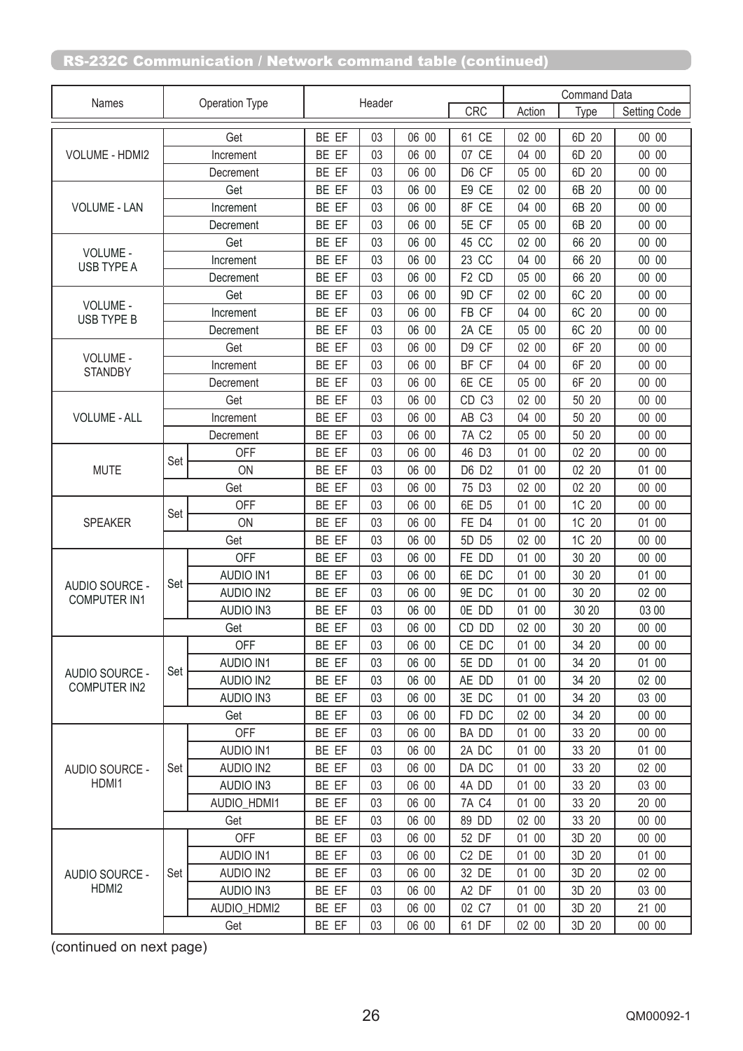## RS-232C Communication / Network command table (continued)

| Names | Operation Type | | Header | | | CRC | Command Data | | |
|---|---|---|---|---|---|---|---|---|---|
| | | | | | | | Action | Type | Setting Code |
| VOLUME - HDMI2 | Get | | BE EF | 03 | 06 00 | 61 CE | 02 00 | 6D 20 | 00 00 |
| | Increment | | BE EF | 03 | 06 00 | 07 CE | 04 00 | 6D 20 | 00 00 |
| | Decrement | | BE EF | 03 | 06 00 | D6 CF | 05 00 | 6D 20 | 00 00 |
| VOLUME - LAN | Get | | BE EF | 03 | 06 00 | E9 CE | 02 00 | 6B 20 | 00 00 |
| | Increment | | BE EF | 03 | 06 00 | 8F CE | 04 00 | 6B 20 | 00 00 |
| | Decrement | | BE EF | 03 | 06 00 | 5E CF | 05 00 | 6B 20 | 00 00 |
| VOLUME - USB TYPE A | Get | | BE EF | 03 | 06 00 | 45 CC | 02 00 | 66 20 | 00 00 |
| | Increment | | BE EF | 03 | 06 00 | 23 CC | 04 00 | 66 20 | 00 00 |
| | Decrement | | BE EF | 03 | 06 00 | F2 CD | 05 00 | 66 20 | 00 00 |
| VOLUME - USB TYPE B | Get | | BE EF | 03 | 06 00 | 9D CF | 02 00 | 6C 20 | 00 00 |
| | Increment | | BE EF | 03 | 06 00 | FB CF | 04 00 | 6C 20 | 00 00 |
| | Decrement | | BE EF | 03 | 06 00 | 2A CE | 05 00 | 6C 20 | 00 00 |
| VOLUME - STANDBY | Get | | BE EF | 03 | 06 00 | D9 CF | 02 00 | 6F 20 | 00 00 |
| | Increment | | BE EF | 03 | 06 00 | BF CF | 04 00 | 6F 20 | 00 00 |
| | Decrement | | BE EF | 03 | 06 00 | 6E CE | 05 00 | 6F 20 | 00 00 |
| VOLUME - ALL | Get | | BE EF | 03 | 06 00 | CD C3 | 02 00 | 50 20 | 00 00 |
| | Increment | | BE EF | 03 | 06 00 | AB C3 | 04 00 | 50 20 | 00 00 |
| | Decrement | | BE EF | 03 | 06 00 | 7A C2 | 05 00 | 50 20 | 00 00 |
| MUTE | Set | OFF | BE EF | 03 | 06 00 | 46 D3 | 01 00 | 02 20 | 00 00 |
| | | ON | BE EF | 03 | 06 00 | D6 D2 | 01 00 | 02 20 | 01 00 |
| | Get | | BE EF | 03 | 06 00 | 75 D3 | 02 00 | 02 20 | 00 00 |
| SPEAKER | Set | OFF | BE EF | 03 | 06 00 | 6E D5 | 01 00 | 1C 20 | 00 00 |
| | | ON | BE EF | 03 | 06 00 | FE D4 | 01 00 | 1C 20 | 01 00 |
| | Get | | BE EF | 03 | 06 00 | 5D D5 | 02 00 | 1C 20 | 00 00 |
| AUDIO SOURCE - COMPUTER IN1 | Set | OFF | BE EF | 03 | 06 00 | FE DD | 01 00 | 30 20 | 00 00 |
| | | AUDIO IN1 | BE EF | 03 | 06 00 | 6E DC | 01 00 | 30 20 | 01 00 |
| | | AUDIO IN2 | BE EF | 03 | 06 00 | 9E DC | 01 00 | 30 20 | 02 00 |
| | | AUDIO IN3 | BE EF | 03 | 06 00 | 0E DD | 01 00 | 30 20 | 03 00 |
| | Get | | BE EF | 03 | 06 00 | CD DD | 02 00 | 30 20 | 00 00 |
| AUDIO SOURCE - COMPUTER IN2 | Set | OFF | BE EF | 03 | 06 00 | CE DC | 01 00 | 34 20 | 00 00 |
| | | AUDIO IN1 | BE EF | 03 | 06 00 | 5E DD | 01 00 | 34 20 | 01 00 |
| | | AUDIO IN2 | BE EF | 03 | 06 00 | AE DD | 01 00 | 34 20 | 02 00 |
| | | AUDIO IN3 | BE EF | 03 | 06 00 | 3E DC | 01 00 | 34 20 | 03 00 |
| | Get | | BE EF | 03 | 06 00 | FD DC | 02 00 | 34 20 | 00 00 |
| AUDIO SOURCE - HDMI1 | Set | OFF | BE EF | 03 | 06 00 | BA DD | 01 00 | 33 20 | 00 00 |
| | | AUDIO IN1 | BE EF | 03 | 06 00 | 2A DC | 01 00 | 33 20 | 01 00 |
| | | AUDIO IN2 | BE EF | 03 | 06 00 | DA DC | 01 00 | 33 20 | 02 00 |
| | | AUDIO IN3 | BE EF | 03 | 06 00 | 4A DD | 01 00 | 33 20 | 03 00 |
| | | AUDIO_HDMI1 | BE EF | 03 | 06 00 | 7A C4 | 01 00 | 33 20 | 20 00 |
| | Get | | BE EF | 03 | 06 00 | 89 DD | 02 00 | 33 20 | 00 00 |
| AUDIO SOURCE - HDMI2 | Set | OFF | BE EF | 03 | 06 00 | 52 DF | 01 00 | 3D 20 | 00 00 |
| | | AUDIO IN1 | BE EF | 03 | 06 00 | C2 DE | 01 00 | 3D 20 | 01 00 |
| | | AUDIO IN2 | BE EF | 03 | 06 00 | 32 DE | 01 00 | 3D 20 | 02 00 |
| | | AUDIO IN3 | BE EF | 03 | 06 00 | A2 DF | 01 00 | 3D 20 | 03 00 |
| | | AUDIO_HDMI2 | BE EF | 03 | 06 00 | 02 C7 | 01 00 | 3D 20 | 21 00 |
| | Get | | BE EF | 03 | 06 00 | 61 DF | 02 00 | 3D 20 | 00 00 |

(continued on next page)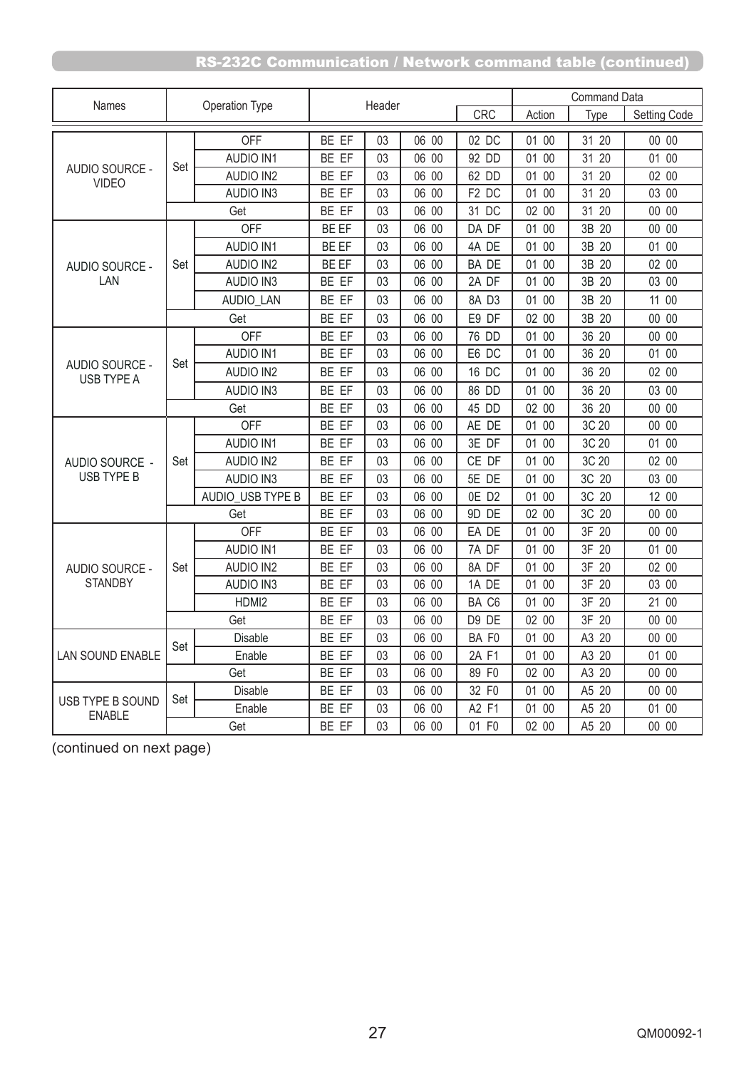## RS-232C Communication / Network command table (continued)

| Names | Operation Type | | Header | | | | Command Data | | |
|---|---|---|---|---|---|---|---|---|---|
| | | | | | | CRC | Action | Type | Setting Code |
| AUDIO SOURCE - VIDEO | Set | OFF | BE EF | 03 | 06 00 | 02 DC | 01 00 | 31 20 | 00 00 |
| | | AUDIO IN1 | BE EF | 03 | 06 00 | 92 DD | 01 00 | 31 20 | 01 00 |
| | | AUDIO IN2 | BE EF | 03 | 06 00 | 62 DD | 01 00 | 31 20 | 02 00 |
| | | AUDIO IN3 | BE EF | 03 | 06 00 | F2 DC | 01 00 | 31 20 | 03 00 |
| | Get | | BE EF | 03 | 06 00 | 31 DC | 02 00 | 31 20 | 00 00 |
| AUDIO SOURCE - LAN | Set | OFF | BE EF | 03 | 06 00 | DA DF | 01 00 | 3B 20 | 00 00 |
| | | AUDIO IN1 | BE EF | 03 | 06 00 | 4A DE | 01 00 | 3B 20 | 01 00 |
| | | AUDIO IN2 | BE EF | 03 | 06 00 | BA DE | 01 00 | 3B 20 | 02 00 |
| | | AUDIO IN3 | BE EF | 03 | 06 00 | 2A DF | 01 00 | 3B 20 | 03 00 |
| | | AUDIO_LAN | BE EF | 03 | 06 00 | 8A D3 | 01 00 | 3B 20 | 11 00 |
| | Get | | BE EF | 03 | 06 00 | E9 DF | 02 00 | 3B 20 | 00 00 |
| AUDIO SOURCE - USB TYPE A | Set | OFF | BE EF | 03 | 06 00 | 76 DD | 01 00 | 36 20 | 00 00 |
| | | AUDIO IN1 | BE EF | 03 | 06 00 | E6 DC | 01 00 | 36 20 | 01 00 |
| | | AUDIO IN2 | BE EF | 03 | 06 00 | 16 DC | 01 00 | 36 20 | 02 00 |
| | | AUDIO IN3 | BE EF | 03 | 06 00 | 86 DD | 01 00 | 36 20 | 03 00 |
| | Get | | BE EF | 03 | 06 00 | 45 DD | 02 00 | 36 20 | 00 00 |
| AUDIO SOURCE - USB TYPE B | Set | OFF | BE EF | 03 | 06 00 | AE DE | 01 00 | 3C 20 | 00 00 |
| | | AUDIO IN1 | BE EF | 03 | 06 00 | 3E DF | 01 00 | 3C 20 | 01 00 |
| | | AUDIO IN2 | BE EF | 03 | 06 00 | CE DF | 01 00 | 3C 20 | 02 00 |
| | | AUDIO IN3 | BE EF | 03 | 06 00 | 5E DE | 01 00 | 3C 20 | 03 00 |
| | | AUDIO_USB TYPE B | BE EF | 03 | 06 00 | 0E D2 | 01 00 | 3C 20 | 12 00 |
| | Get | | BE EF | 03 | 06 00 | 9D DE | 02 00 | 3C 20 | 00 00 |
| AUDIO SOURCE - STANDBY | Set | OFF | BE EF | 03 | 06 00 | EA DE | 01 00 | 3F 20 | 00 00 |
| | | AUDIO IN1 | BE EF | 03 | 06 00 | 7A DF | 01 00 | 3F 20 | 01 00 |
| | | AUDIO IN2 | BE EF | 03 | 06 00 | 8A DF | 01 00 | 3F 20 | 02 00 |
| | | AUDIO IN3 | BE EF | 03 | 06 00 | 1A DE | 01 00 | 3F 20 | 03 00 |
| | | HDMI2 | BE EF | 03 | 06 00 | BA C6 | 01 00 | 3F 20 | 21 00 |
| | Get | | BE EF | 03 | 06 00 | D9 DE | 02 00 | 3F 20 | 00 00 |
| LAN SOUND ENABLE | Set | Disable | BE EF | 03 | 06 00 | BA F0 | 01 00 | A3 20 | 00 00 |
| | | Enable | BE EF | 03 | 06 00 | 2A F1 | 01 00 | A3 20 | 01 00 |
| | Get | | BE EF | 03 | 06 00 | 89 F0 | 02 00 | A3 20 | 00 00 |
| USB TYPE B SOUND ENABLE | Set | Disable | BE EF | 03 | 06 00 | 32 F0 | 01 00 | A5 20 | 00 00 |
| | | Enable | BE EF | 03 | 06 00 | A2 F1 | 01 00 | A5 20 | 01 00 |
| | Get | | BE EF | 03 | 06 00 | 01 F0 | 02 00 | A5 20 | 00 00 |

(continued on next page)

QM00092-1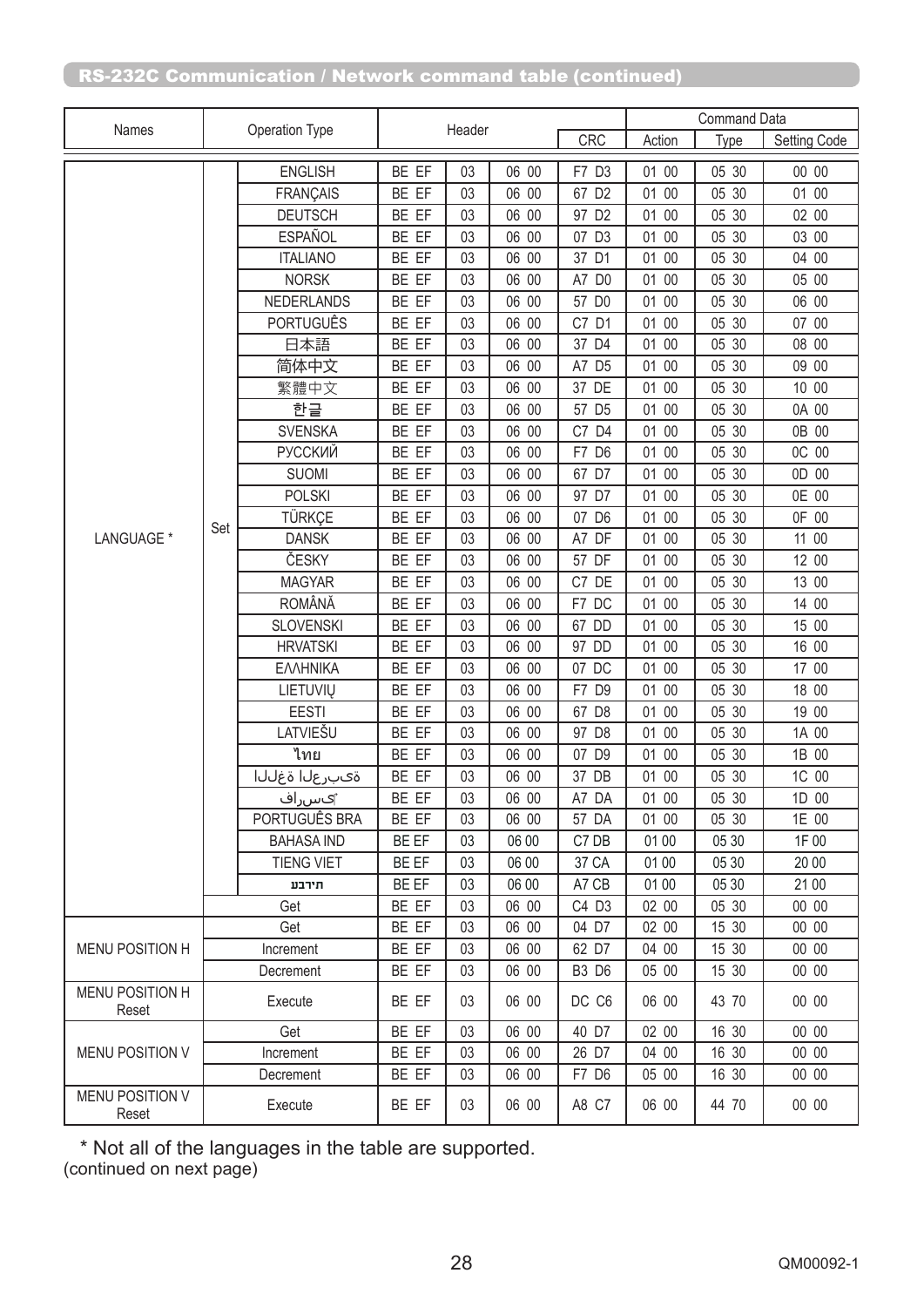## RS-232C Communication / Network command table (continued)

| Names | Operation Type | | Header | | | | Command Data | | |
|---|---|---|---|---|---|---|---|---|---|
| | | | | | | CRC | Action | Type | Setting Code |
| LANGUAGE * | Set | ENGLISH | BE EF | 03 | 06 00 | F7 D3 | 01 00 | 05 30 | 00 00 |
| | | FRANÇAIS | BE EF | 03 | 06 00 | 67 D2 | 01 00 | 05 30 | 01 00 |
| | | DEUTSCH | BE EF | 03 | 06 00 | 97 D2 | 01 00 | 05 30 | 02 00 |
| | | ESPAÑOL | BE EF | 03 | 06 00 | 07 D3 | 01 00 | 05 30 | 03 00 |
| | | ITALIANO | BE EF | 03 | 06 00 | 37 D1 | 01 00 | 05 30 | 04 00 |
| | | NORSK | BE EF | 03 | 06 00 | A7 D0 | 01 00 | 05 30 | 05 00 |
| | | NEDERLANDS | BE EF | 03 | 06 00 | 57 D0 | 01 00 | 05 30 | 06 00 |
| | | PORTUGUÊS | BE EF | 03 | 06 00 | C7 D1 | 01 00 | 05 30 | 07 00 |
| | | 日本語 | BE EF | 03 | 06 00 | 37 D4 | 01 00 | 05 30 | 08 00 |
| | | 简体中文 | BE EF | 03 | 06 00 | A7 D5 | 01 00 | 05 30 | 09 00 |
| | | 繁體中文 | BE EF | 03 | 06 00 | 37 DE | 01 00 | 05 30 | 10 00 |
| | | 한글 | BE EF | 03 | 06 00 | 57 D5 | 01 00 | 05 30 | 0A 00 |
| | | SVENSKA | BE EF | 03 | 06 00 | C7 D4 | 01 00 | 05 30 | 0B 00 |
| | | РУССКИЙ | BE EF | 03 | 06 00 | F7 D6 | 01 00 | 05 30 | 0C 00 |
| | | SUOMI | BE EF | 03 | 06 00 | 67 D7 | 01 00 | 05 30 | 0D 00 |
| | | POLSKI | BE EF | 03 | 06 00 | 97 D7 | 01 00 | 05 30 | 0E 00 |
| | | TÜRKÇE | BE EF | 03 | 06 00 | 07 D6 | 01 00 | 05 30 | 0F 00 |
| | | DANSK | BE EF | 03 | 06 00 | A7 DF | 01 00 | 05 30 | 11 00 |
| | | ČESKY | BE EF | 03 | 06 00 | 57 DF | 01 00 | 05 30 | 12 00 |
| | | MAGYAR | BE EF | 03 | 06 00 | C7 DE | 01 00 | 05 30 | 13 00 |
| | | ROMÂNĂ | BE EF | 03 | 06 00 | F7 DC | 01 00 | 05 30 | 14 00 |
| | | SLOVENSKI | BE EF | 03 | 06 00 | 67 DD | 01 00 | 05 30 | 15 00 |
| | | HRVATSKI | BE EF | 03 | 06 00 | 97 DD | 01 00 | 05 30 | 16 00 |
| | | ΕΛΛΗΝΙΚΑ | BE EF | 03 | 06 00 | 07 DC | 01 00 | 05 30 | 17 00 |
| | | LIETUVIŲ | BE EF | 03 | 06 00 | F7 D9 | 01 00 | 05 30 | 18 00 |
| | | EESTI | BE EF | 03 | 06 00 | 67 D8 | 01 00 | 05 30 | 19 00 |
| | | LATVIEŠU | BE EF | 03 | 06 00 | 97 D8 | 01 00 | 05 30 | 1A 00 |
| | | ไทย | BE EF | 03 | 06 00 | 07 D9 | 01 00 | 05 30 | 1B 00 |
| | | اللغة العربية | BE EF | 03 | 06 00 | 37 DB | 01 00 | 05 30 | 1C 00 |
| | | فارسی | BE EF | 03 | 06 00 | A7 DA | 01 00 | 05 30 | 1D 00 |
| | | PORTUGUÊS BRA | BE EF | 03 | 06 00 | 57 DA | 01 00 | 05 30 | 1E 00 |
| | | BAHASA IND | BE EF | 03 | 06 00 | C7 DB | 01 00 | 05 30 | 1F 00 |
| | | TIENG VIET | BE EF | 03 | 06 00 | 37 CA | 01 00 | 05 30 | 20 00 |
| | | עברית | BE EF | 03 | 06 00 | A7 CB | 01 00 | 05 30 | 21 00 |
| | Get | | BE EF | 03 | 06 00 | C4 D3 | 02 00 | 05 30 | 00 00 |
| MENU POSITION H | Get | | BE EF | 03 | 06 00 | 04 D7 | 02 00 | 15 30 | 00 00 |
| | Increment | | BE EF | 03 | 06 00 | 62 D7 | 04 00 | 15 30 | 00 00 |
| | Decrement | | BE EF | 03 | 06 00 | B3 D6 | 05 00 | 15 30 | 00 00 |
| MENU POSITION H Reset | Execute | | BE EF | 03 | 06 00 | DC C6 | 06 00 | 43 70 | 00 00 |
| MENU POSITION V | Get | | BE EF | 03 | 06 00 | 40 D7 | 02 00 | 16 30 | 00 00 |
| | Increment | | BE EF | 03 | 06 00 | 26 D7 | 04 00 | 16 30 | 00 00 |
| | Decrement | | BE EF | 03 | 06 00 | F7 D6 | 05 00 | 16 30 | 00 00 |
| MENU POSITION V Reset | Execute | | BE EF | 03 | 06 00 | A8 C7 | 06 00 | 44 70 | 00 00 |

* Not all of the languages in the table are supported.

(continued on next page)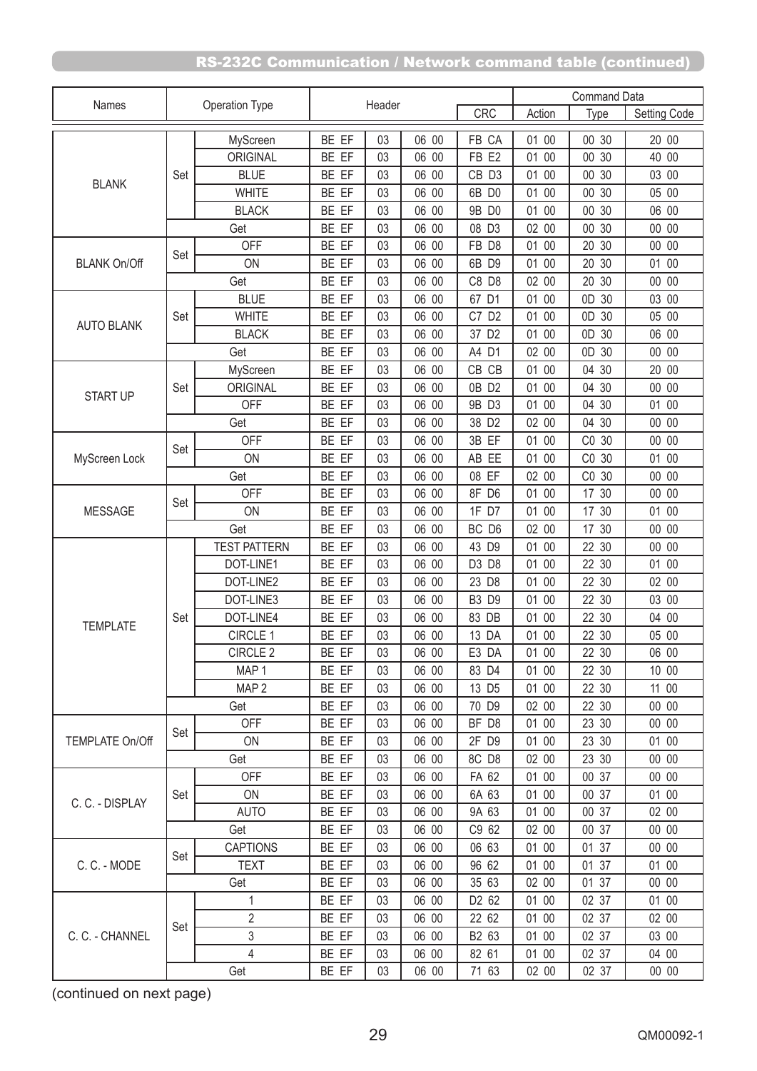## RS-232C Communication / Network command table (continued)

| Names | Operation Type | | Header | | | | Command Data | | |
|---|---|---|---|---|---|---|---|---|---|
| | | | | | | CRC | Action | Type | Setting Code |
| BLANK | Set | MyScreen | BE EF | 03 | 06 00 | FB CA | 01 00 | 00 30 | 20 00 |
| | | ORIGINAL | BE EF | 03 | 06 00 | FB E2 | 01 00 | 00 30 | 40 00 |
| | | BLUE | BE EF | 03 | 06 00 | CB D3 | 01 00 | 00 30 | 03 00 |
| | | WHITE | BE EF | 03 | 06 00 | 6B D0 | 01 00 | 00 30 | 05 00 |
| | | BLACK | BE EF | 03 | 06 00 | 9B D0 | 01 00 | 00 30 | 06 00 |
| | Get | | BE EF | 03 | 06 00 | 08 D3 | 02 00 | 00 30 | 00 00 |
| BLANK On/Off | Set | OFF | BE EF | 03 | 06 00 | FB D8 | 01 00 | 20 30 | 00 00 |
| | | ON | BE EF | 03 | 06 00 | 6B D9 | 01 00 | 20 30 | 01 00 |
| | Get | | BE EF | 03 | 06 00 | C8 D8 | 02 00 | 20 30 | 00 00 |
| AUTO BLANK | Set | BLUE | BE EF | 03 | 06 00 | 67 D1 | 01 00 | 0D 30 | 03 00 |
| | | WHITE | BE EF | 03 | 06 00 | C7 D2 | 01 00 | 0D 30 | 05 00 |
| | | BLACK | BE EF | 03 | 06 00 | 37 D2 | 01 00 | 0D 30 | 06 00 |
| | Get | | BE EF | 03 | 06 00 | A4 D1 | 02 00 | 0D 30 | 00 00 |
| START UP | Set | MyScreen | BE EF | 03 | 06 00 | CB CB | 01 00 | 04 30 | 20 00 |
| | | ORIGINAL | BE EF | 03 | 06 00 | 0B D2 | 01 00 | 04 30 | 00 00 |
| | | OFF | BE EF | 03 | 06 00 | 9B D3 | 01 00 | 04 30 | 01 00 |
| | Get | | BE EF | 03 | 06 00 | 38 D2 | 02 00 | 04 30 | 00 00 |
| MyScreen Lock | Set | OFF | BE EF | 03 | 06 00 | 3B EF | 01 00 | C0 30 | 00 00 |
| | | ON | BE EF | 03 | 06 00 | AB EE | 01 00 | C0 30 | 01 00 |
| | Get | | BE EF | 03 | 06 00 | 08 EF | 02 00 | C0 30 | 00 00 |
| MESSAGE | Set | OFF | BE EF | 03 | 06 00 | 8F D6 | 01 00 | 17 30 | 00 00 |
| | | ON | BE EF | 03 | 06 00 | 1F D7 | 01 00 | 17 30 | 01 00 |
| | Get | | BE EF | 03 | 06 00 | BC D6 | 02 00 | 17 30 | 00 00 |
| TEMPLATE | Set | TEST PATTERN | BE EF | 03 | 06 00 | 43 D9 | 01 00 | 22 30 | 00 00 |
| | | DOT-LINE1 | BE EF | 03 | 06 00 | D3 D8 | 01 00 | 22 30 | 01 00 |
| | | DOT-LINE2 | BE EF | 03 | 06 00 | 23 D8 | 01 00 | 22 30 | 02 00 |
| | | DOT-LINE3 | BE EF | 03 | 06 00 | B3 D9 | 01 00 | 22 30 | 03 00 |
| | | DOT-LINE4 | BE EF | 03 | 06 00 | 83 DB | 01 00 | 22 30 | 04 00 |
| | | CIRCLE 1 | BE EF | 03 | 06 00 | 13 DA | 01 00 | 22 30 | 05 00 |
| | | CIRCLE 2 | BE EF | 03 | 06 00 | E3 DA | 01 00 | 22 30 | 06 00 |
| | | MAP 1 | BE EF | 03 | 06 00 | 83 D4 | 01 00 | 22 30 | 10 00 |
| | | MAP 2 | BE EF | 03 | 06 00 | 13 D5 | 01 00 | 22 30 | 11 00 |
| | Get | | BE EF | 03 | 06 00 | 70 D9 | 02 00 | 22 30 | 00 00 |
| TEMPLATE On/Off | Set | OFF | BE EF | 03 | 06 00 | BF D8 | 01 00 | 23 30 | 00 00 |
| | | ON | BE EF | 03 | 06 00 | 2F D9 | 01 00 | 23 30 | 01 00 |
| | Get | | BE EF | 03 | 06 00 | 8C D8 | 02 00 | 23 30 | 00 00 |
| C. C. - DISPLAY | Set | OFF | BE EF | 03 | 06 00 | FA 62 | 01 00 | 00 37 | 00 00 |
| | | ON | BE EF | 03 | 06 00 | 6A 63 | 01 00 | 00 37 | 01 00 |
| | | AUTO | BE EF | 03 | 06 00 | 9A 63 | 01 00 | 00 37 | 02 00 |
| | Get | | BE EF | 03 | 06 00 | C9 62 | 02 00 | 00 37 | 00 00 |
| C. C. - MODE | Set | CAPTIONS | BE EF | 03 | 06 00 | 06 63 | 01 00 | 01 37 | 00 00 |
| | | TEXT | BE EF | 03 | 06 00 | 96 62 | 01 00 | 01 37 | 01 00 |
| | Get | | BE EF | 03 | 06 00 | 35 63 | 02 00 | 01 37 | 00 00 |
| C. C. - CHANNEL | Set | 1 | BE EF | 03 | 06 00 | D2 62 | 01 00 | 02 37 | 01 00 |
| | | 2 | BE EF | 03 | 06 00 | 22 62 | 01 00 | 02 37 | 02 00 |
| | | 3 | BE EF | 03 | 06 00 | B2 63 | 01 00 | 02 37 | 03 00 |
| | | 4 | BE EF | 03 | 06 00 | 82 61 | 01 00 | 02 37 | 04 00 |
| | Get | | BE EF | 03 | 06 00 | 71 63 | 02 00 | 02 37 | 00 00 |

(continued on next page)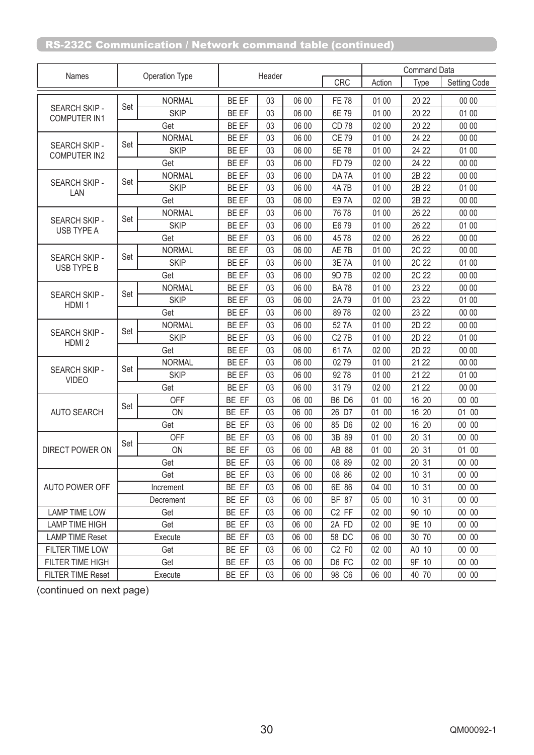## RS-232C Communication / Network command table (continued)

| Names | Operation Type | | Header | | | | Command Data | | |
|---|---|---|---|---|---|---|---|---|---|
| | | | | | | CRC | Action | Type | Setting Code |
| SEARCH SKIP - COMPUTER IN1 | Set | NORMAL | BE EF | 03 | 06 00 | FE 78 | 01 00 | 20 22 | 00 00 |
| | | SKIP | BE EF | 03 | 06 00 | 6E 79 | 01 00 | 20 22 | 01 00 |
| | Get | | BE EF | 03 | 06 00 | CD 78 | 02 00 | 20 22 | 00 00 |
| SEARCH SKIP - COMPUTER IN2 | Set | NORMAL | BE EF | 03 | 06 00 | CE 79 | 01 00 | 24 22 | 00 00 |
| | | SKIP | BE EF | 03 | 06 00 | 5E 78 | 01 00 | 24 22 | 01 00 |
| | Get | | BE EF | 03 | 06 00 | FD 79 | 02 00 | 24 22 | 00 00 |
| SEARCH SKIP - LAN | Set | NORMAL | BE EF | 03 | 06 00 | DA 7A | 01 00 | 2B 22 | 00 00 |
| | | SKIP | BE EF | 03 | 06 00 | 4A 7B | 01 00 | 2B 22 | 01 00 |
| | Get | | BE EF | 03 | 06 00 | E9 7A | 02 00 | 2B 22 | 00 00 |
| SEARCH SKIP - USB TYPE A | Set | NORMAL | BE EF | 03 | 06 00 | 76 78 | 01 00 | 26 22 | 00 00 |
| | | SKIP | BE EF | 03 | 06 00 | E6 79 | 01 00 | 26 22 | 01 00 |
| | Get | | BE EF | 03 | 06 00 | 45 78 | 02 00 | 26 22 | 00 00 |
| SEARCH SKIP - USB TYPE B | Set | NORMAL | BE EF | 03 | 06 00 | AE 7B | 01 00 | 2C 22 | 00 00 |
| | | SKIP | BE EF | 03 | 06 00 | 3E 7A | 01 00 | 2C 22 | 01 00 |
| | Get | | BE EF | 03 | 06 00 | 9D 7B | 02 00 | 2C 22 | 00 00 |
| SEARCH SKIP - HDMI 1 | Set | NORMAL | BE EF | 03 | 06 00 | BA 78 | 01 00 | 23 22 | 00 00 |
| | | SKIP | BE EF | 03 | 06 00 | 2A 79 | 01 00 | 23 22 | 01 00 |
| | Get | | BE EF | 03 | 06 00 | 89 78 | 02 00 | 23 22 | 00 00 |
| SEARCH SKIP - HDMI 2 | Set | NORMAL | BE EF | 03 | 06 00 | 52 7A | 01 00 | 2D 22 | 00 00 |
| | | SKIP | BE EF | 03 | 06 00 | C2 7B | 01 00 | 2D 22 | 01 00 |
| | Get | | BE EF | 03 | 06 00 | 61 7A | 02 00 | 2D 22 | 00 00 |
| SEARCH SKIP - VIDEO | Set | NORMAL | BE EF | 03 | 06 00 | 02 79 | 01 00 | 21 22 | 00 00 |
| | | SKIP | BE EF | 03 | 06 00 | 92 78 | 01 00 | 21 22 | 01 00 |
| | Get | | BE EF | 03 | 06 00 | 31 79 | 02 00 | 21 22 | 00 00 |
| AUTO SEARCH | Set | OFF | BE EF | 03 | 06 00 | B6 D6 | 01 00 | 16 20 | 00 00 |
| | | ON | BE EF | 03 | 06 00 | 26 D7 | 01 00 | 16 20 | 01 00 |
| | Get | | BE EF | 03 | 06 00 | 85 D6 | 02 00 | 16 20 | 00 00 |
| DIRECT POWER ON | Set | OFF | BE EF | 03 | 06 00 | 3B 89 | 01 00 | 20 31 | 00 00 |
| | | ON | BE EF | 03 | 06 00 | AB 88 | 01 00 | 20 31 | 01 00 |
| | Get | | BE EF | 03 | 06 00 | 08 89 | 02 00 | 20 31 | 00 00 |
| AUTO POWER OFF | Get | | BE EF | 03 | 06 00 | 08 86 | 02 00 | 10 31 | 00 00 |
| | Increment | | BE EF | 03 | 06 00 | 6E 86 | 04 00 | 10 31 | 00 00 |
| | Decrement | | BE EF | 03 | 06 00 | BF 87 | 05 00 | 10 31 | 00 00 |
| LAMP TIME LOW | Get | | BE EF | 03 | 06 00 | C2 FF | 02 00 | 90 10 | 00 00 |
| LAMP TIME HIGH | Get | | BE EF | 03 | 06 00 | 2A FD | 02 00 | 9E 10 | 00 00 |
| LAMP TIME Reset | Execute | | BE EF | 03 | 06 00 | 58 DC | 06 00 | 30 70 | 00 00 |
| FILTER TIME LOW | Get | | BE EF | 03 | 06 00 | C2 F0 | 02 00 | A0 10 | 00 00 |
| FILTER TIME HIGH | Get | | BE EF | 03 | 06 00 | D6 FC | 02 00 | 9F 10 | 00 00 |
| FILTER TIME Reset | Execute | | BE EF | 03 | 06 00 | 98 C6 | 06 00 | 40 70 | 00 00 |

(continued on next page)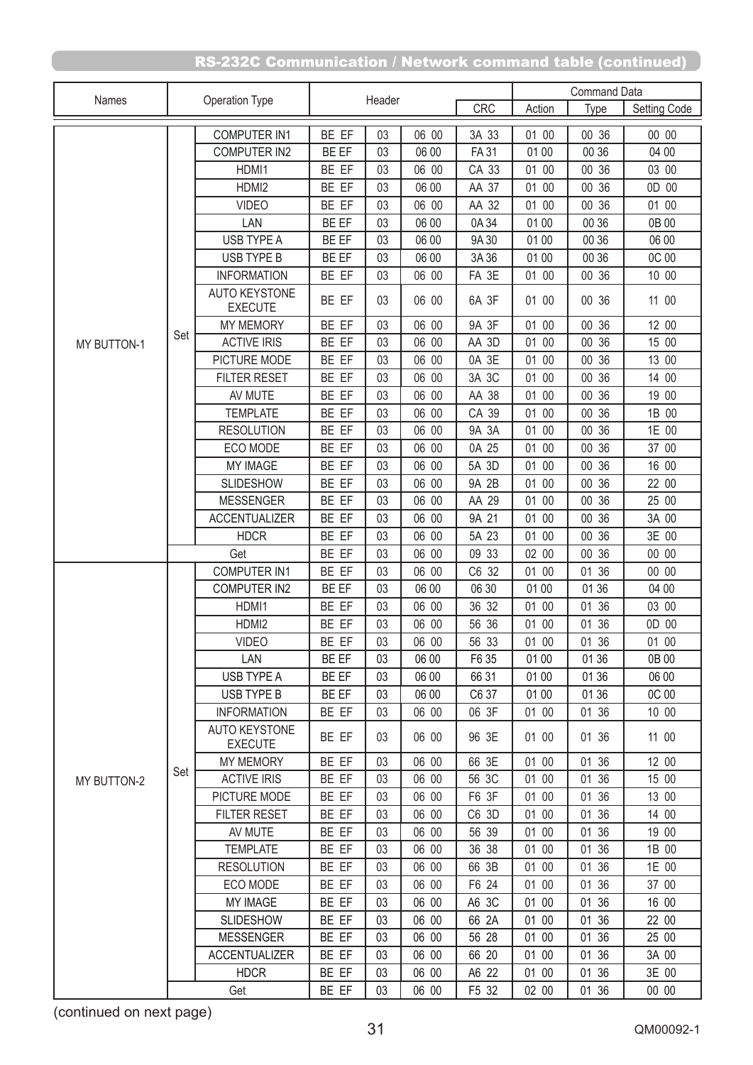## RS-232C Communication / Network command table (continued)

| Names | Operation Type | | Header | | | | Command Data | | |
|---|---|---|---|---|---|---|---|---|---|
| | | | | | | CRC | Action | Type | Setting Code |
| MY BUTTON-1 | Set | COMPUTER IN1 | BE EF | 03 | 06 00 | 3A 33 | 01 00 | 00 36 | 00 00 |
| | | COMPUTER IN2 | BE EF | 03 | 06 00 | FA 31 | 01 00 | 00 36 | 04 00 |
| | | HDMI1 | BE EF | 03 | 06 00 | CA 33 | 01 00 | 00 36 | 03 00 |
| | | HDMI2 | BE EF | 03 | 06 00 | AA 37 | 01 00 | 00 36 | 0D 00 |
| | | VIDEO | BE EF | 03 | 06 00 | AA 32 | 01 00 | 00 36 | 01 00 |
| | | LAN | BE EF | 03 | 06 00 | 0A 34 | 01 00 | 00 36 | 0B 00 |
| | | USB TYPE A | BE EF | 03 | 06 00 | 9A 30 | 01 00 | 00 36 | 06 00 |
| | | USB TYPE B | BE EF | 03 | 06 00 | 3A 36 | 01 00 | 00 36 | 0C 00 |
| | | INFORMATION | BE EF | 03 | 06 00 | FA 3E | 01 00 | 00 36 | 10 00 |
| | | AUTO KEYSTONE EXECUTE | BE EF | 03 | 06 00 | 6A 3F | 01 00 | 00 36 | 11 00 |
| | | MY MEMORY | BE EF | 03 | 06 00 | 9A 3F | 01 00 | 00 36 | 12 00 |
| | | ACTIVE IRIS | BE EF | 03 | 06 00 | AA 3D | 01 00 | 00 36 | 15 00 |
| | | PICTURE MODE | BE EF | 03 | 06 00 | 0A 3E | 01 00 | 00 36 | 13 00 |
| | | FILTER RESET | BE EF | 03 | 06 00 | 3A 3C | 01 00 | 00 36 | 14 00 |
| | | AV MUTE | BE EF | 03 | 06 00 | AA 38 | 01 00 | 00 36 | 19 00 |
| | | TEMPLATE | BE EF | 03 | 06 00 | CA 39 | 01 00 | 00 36 | 1B 00 |
| | | RESOLUTION | BE EF | 03 | 06 00 | 9A 3A | 01 00 | 00 36 | 1E 00 |
| | | ECO MODE | BE EF | 03 | 06 00 | 0A 25 | 01 00 | 00 36 | 37 00 |
| | | MY IMAGE | BE EF | 03 | 06 00 | 5A 3D | 01 00 | 00 36 | 16 00 |
| | | SLIDESHOW | BE EF | 03 | 06 00 | 9A 2B | 01 00 | 00 36 | 22 00 |
| | | MESSENGER | BE EF | 03 | 06 00 | AA 29 | 01 00 | 00 36 | 25 00 |
| | | ACCENTUALIZER | BE EF | 03 | 06 00 | 9A 21 | 01 00 | 00 36 | 3A 00 |
| | | HDCR | BE EF | 03 | 06 00 | 5A 23 | 01 00 | 00 36 | 3E 00 |
| | Get | | BE EF | 03 | 06 00 | 09 33 | 02 00 | 00 36 | 00 00 |
| MY BUTTON-2 | Set | COMPUTER IN1 | BE EF | 03 | 06 00 | C6 32 | 01 00 | 01 36 | 00 00 |
| | | COMPUTER IN2 | BE EF | 03 | 06 00 | 06 30 | 01 00 | 01 36 | 04 00 |
| | | HDMI1 | BE EF | 03 | 06 00 | 36 32 | 01 00 | 01 36 | 03 00 |
| | | HDMI2 | BE EF | 03 | 06 00 | 56 36 | 01 00 | 01 36 | 0D 00 |
| | | VIDEO | BE EF | 03 | 06 00 | 56 33 | 01 00 | 01 36 | 01 00 |
| | | LAN | BE EF | 03 | 06 00 | F6 35 | 01 00 | 01 36 | 0B 00 |
| | | USB TYPE A | BE EF | 03 | 06 00 | 66 31 | 01 00 | 01 36 | 06 00 |
| | | USB TYPE B | BE EF | 03 | 06 00 | C6 37 | 01 00 | 01 36 | 0C 00 |
| | | INFORMATION | BE EF | 03 | 06 00 | 06 3F | 01 00 | 01 36 | 10 00 |
| | | AUTO KEYSTONE EXECUTE | BE EF | 03 | 06 00 | 96 3E | 01 00 | 01 36 | 11 00 |
| | | MY MEMORY | BE EF | 03 | 06 00 | 66 3E | 01 00 | 01 36 | 12 00 |
| | | ACTIVE IRIS | BE EF | 03 | 06 00 | 56 3C | 01 00 | 01 36 | 15 00 |
| | | PICTURE MODE | BE EF | 03 | 06 00 | F6 3F | 01 00 | 01 36 | 13 00 |
| | | FILTER RESET | BE EF | 03 | 06 00 | C6 3D | 01 00 | 01 36 | 14 00 |
| | | AV MUTE | BE EF | 03 | 06 00 | 56 39 | 01 00 | 01 36 | 19 00 |
| | | TEMPLATE | BE EF | 03 | 06 00 | 36 38 | 01 00 | 01 36 | 1B 00 |
| | | RESOLUTION | BE EF | 03 | 06 00 | 66 3B | 01 00 | 01 36 | 1E 00 |
| | | ECO MODE | BE EF | 03 | 06 00 | F6 24 | 01 00 | 01 36 | 37 00 |
| | | MY IMAGE | BE EF | 03 | 06 00 | A6 3C | 01 00 | 01 36 | 16 00 |
| | | SLIDESHOW | BE EF | 03 | 06 00 | 66 2A | 01 00 | 01 36 | 22 00 |
| | | MESSENGER | BE EF | 03 | 06 00 | 56 28 | 01 00 | 01 36 | 25 00 |
| | | ACCENTUALIZER | BE EF | 03 | 06 00 | 66 20 | 01 00 | 01 36 | 3A 00 |
| | | HDCR | BE EF | 03 | 06 00 | A6 22 | 01 00 | 01 36 | 3E 00 |
| | Get | | BE EF | 03 | 06 00 | F5 32 | 02 00 | 01 36 | 00 00 |

(continued on next page)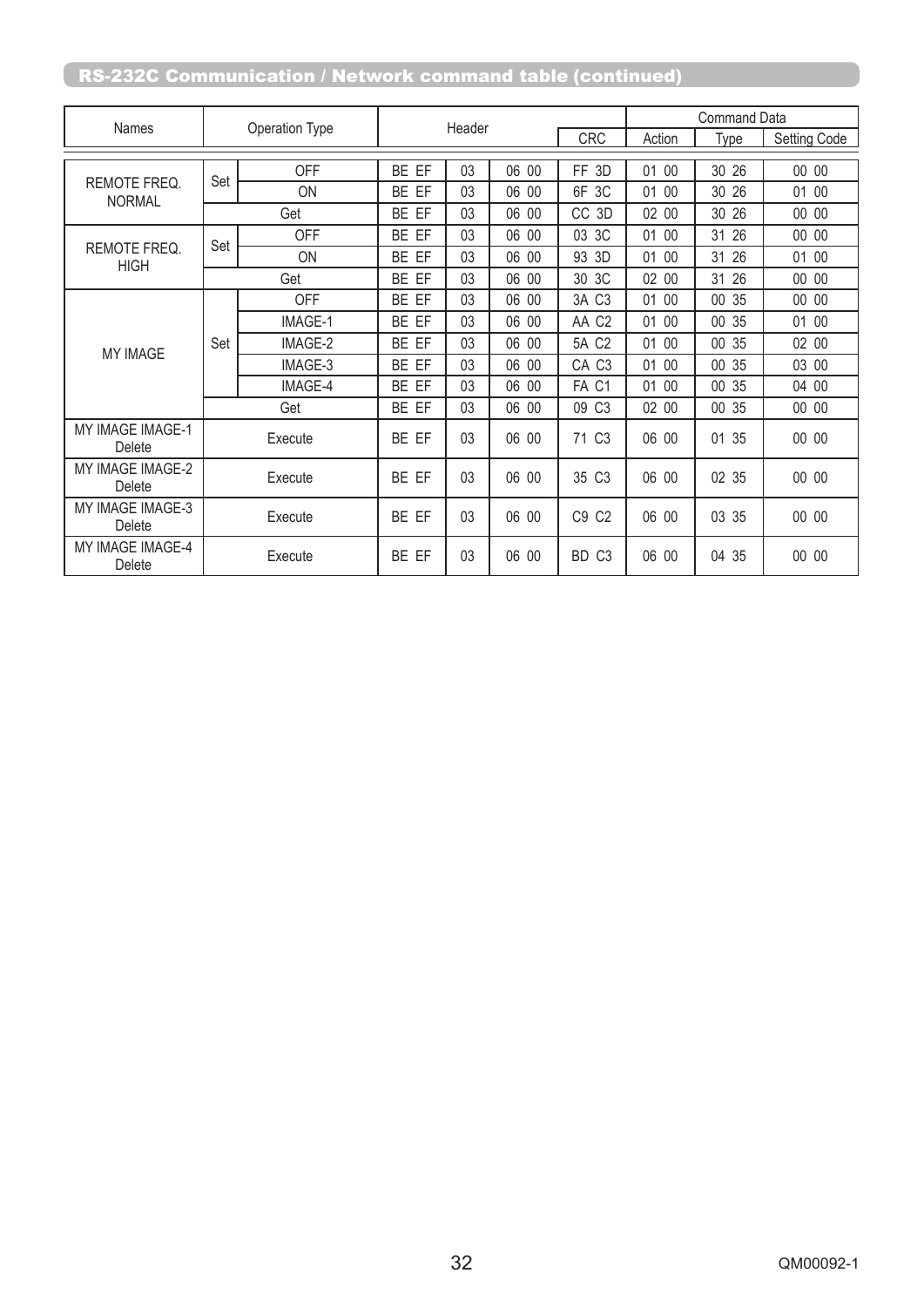## RS-232C Communication / Network command table (continued)

| Names | Operation Type | | Header | | | | Command Data | | |
|---|---|---|---|---|---|---|---|---|---|
| | | | | | | CRC | Action | Type | Setting Code |
| REMOTE FREQ. NORMAL | Set | OFF | BE EF | 03 | 06 00 | FF 3D | 01 00 | 30 26 | 00 00 |
| | | ON | BE EF | 03 | 06 00 | 6F 3C | 01 00 | 30 26 | 01 00 |
| | Get | | BE EF | 03 | 06 00 | CC 3D | 02 00 | 30 26 | 00 00 |
| REMOTE FREQ. HIGH | Set | OFF | BE EF | 03 | 06 00 | 03 3C | 01 00 | 31 26 | 00 00 |
| | | ON | BE EF | 03 | 06 00 | 93 3D | 01 00 | 31 26 | 01 00 |
| | Get | | BE EF | 03 | 06 00 | 30 3C | 02 00 | 31 26 | 00 00 |
| MY IMAGE | Set | OFF | BE EF | 03 | 06 00 | 3A C3 | 01 00 | 00 35 | 00 00 |
| | | IMAGE-1 | BE EF | 03 | 06 00 | AA C2 | 01 00 | 00 35 | 01 00 |
| | | IMAGE-2 | BE EF | 03 | 06 00 | 5A C2 | 01 00 | 00 35 | 02 00 |
| | | IMAGE-3 | BE EF | 03 | 06 00 | CA C3 | 01 00 | 00 35 | 03 00 |
| | | IMAGE-4 | BE EF | 03 | 06 00 | FA C1 | 01 00 | 00 35 | 04 00 |
| | Get | | BE EF | 03 | 06 00 | 09 C3 | 02 00 | 00 35 | 00 00 |
| MY IMAGE IMAGE-1 Delete | Execute | | BE EF | 03 | 06 00 | 71 C3 | 06 00 | 01 35 | 00 00 |
| MY IMAGE IMAGE-2 Delete | Execute | | BE EF | 03 | 06 00 | 35 C3 | 06 00 | 02 35 | 00 00 |
| MY IMAGE IMAGE-3 Delete | Execute | | BE EF | 03 | 06 00 | C9 C2 | 06 00 | 03 35 | 00 00 |
| MY IMAGE IMAGE-4 Delete | Execute | | BE EF | 03 | 06 00 | BD C3 | 06 00 | 04 35 | 00 00 |

QM00092-1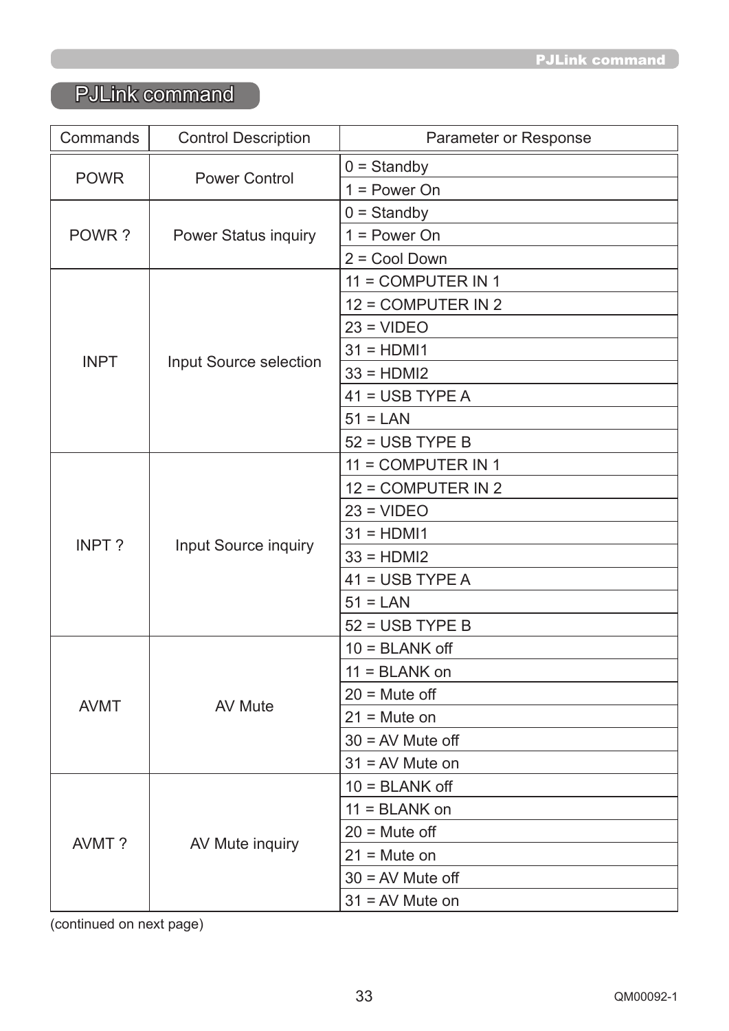# PJLink command

| Commands | Control Description | Parameter or Response |
|---|---|---|
| POWR | Power Control | 0 = Standby |
| | | 1 = Power On |
| POWR ? | Power Status inquiry | 0 = Standby |
| | | 1 = Power On |
| | | 2 = Cool Down |
| INPT | Input Source selection | 11 = COMPUTER IN 1 |
| | | 12 = COMPUTER IN 2 |
| | | 23 = VIDEO |
| | | 31 = HDMI1 |
| | | 33 = HDMI2 |
| | | 41 = USB TYPE A |
| | | 51 = LAN |
| | | 52 = USB TYPE B |
| INPT ? | Input Source inquiry | 11 = COMPUTER IN 1 |
| | | 12 = COMPUTER IN 2 |
| | | 23 = VIDEO |
| | | 31 = HDMI1 |
| | | 33 = HDMI2 |
| | | 41 = USB TYPE A |
| | | 51 = LAN |
| | | 52 = USB TYPE B |
| AVMT | AV Mute | 10 = BLANK off |
| | | 11 = BLANK on |
| | | 20 = Mute off |
| | | 21 = Mute on |
| | | 30 = AV Mute off |
| | | 31 = AV Mute on |
| AVMT ? | AV Mute inquiry | 10 = BLANK off |
| | | 11 = BLANK on |
| | | 20 = Mute off |
| | | 21 = Mute on |
| | | 30 = AV Mute off |
| | | 31 = AV Mute on |

(continued on next page)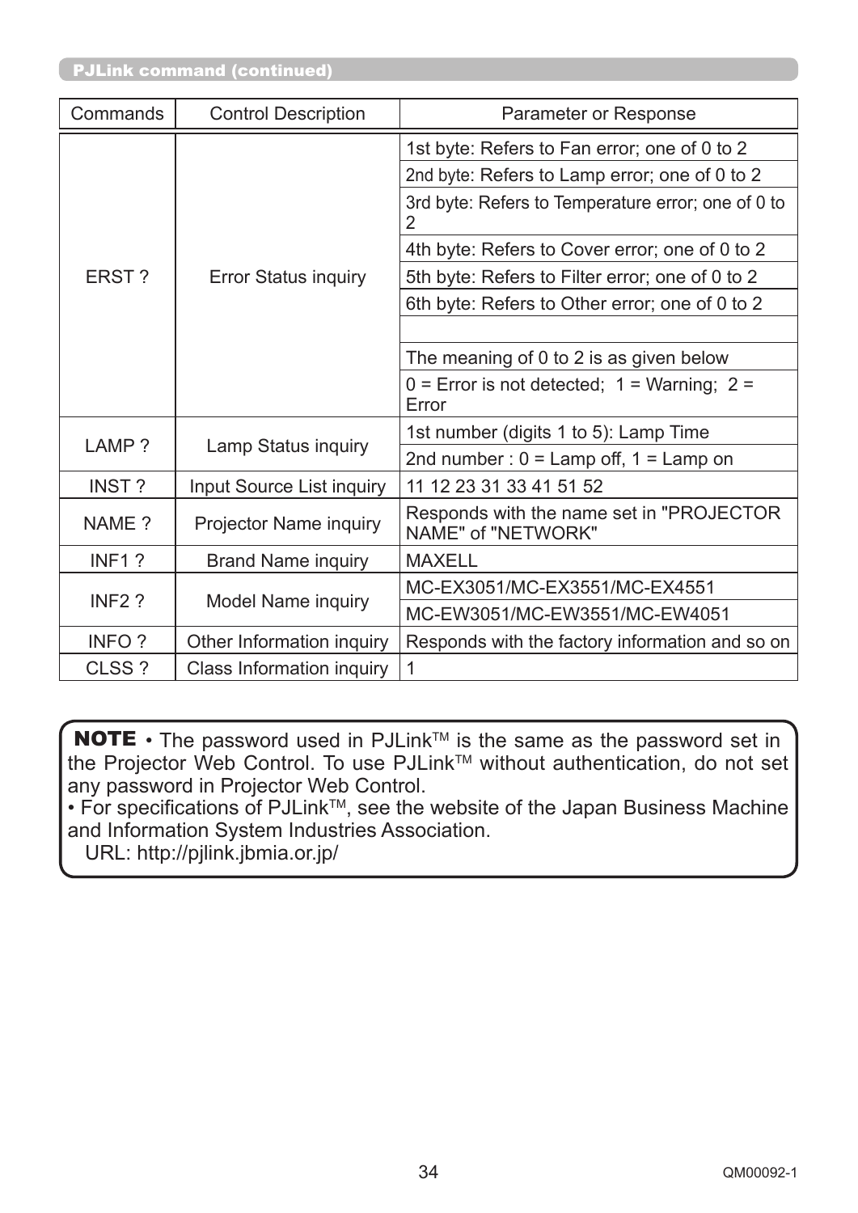## PJLink command (continued)

| Commands | Control Description | Parameter or Response |
|---|---|---|
| ERST ? | Error Status inquiry | 1st byte: Refers to Fan error; one of 0 to 2 |
| | | 2nd byte: Refers to Lamp error; one of 0 to 2 |
| | | 3rd byte: Refers to Temperature error; one of 0 to 2 |
| | | 4th byte: Refers to Cover error; one of 0 to 2 |
| | | 5th byte: Refers to Filter error; one of 0 to 2 |
| | | 6th byte: Refers to Other error; one of 0 to 2 |
| | | |
| | | The meaning of 0 to 2 is as given below |
| | | 0 = Error is not detected; 1 = Warning; 2 = Error |
| LAMP ? | Lamp Status inquiry | 1st number (digits 1 to 5): Lamp Time |
| | | 2nd number : 0 = Lamp off, 1 = Lamp on |
| INST ? | Input Source List inquiry | 11 12 23 31 33 41 51 52 |
| NAME ? | Projector Name inquiry | Responds with the name set in "PROJECTOR NAME" of "NETWORK" |
| INF1 ? | Brand Name inquiry | MAXELL |
| INF2 ? | Model Name inquiry | MC-EX3051/MC-EX3551/MC-EX4551 |
| | | MC-EW3051/MC-EW3551/MC-EW4051 |
| INFO ? | Other Information inquiry | Responds with the factory information and so on |
| CLSS ? | Class Information inquiry | 1 |

**NOTE** • The password used in PJLink™ is the same as the password set in the Projector Web Control. To use PJLink™ without authentication, do not set any password in Projector Web Control.
• For specifications of PJLink™, see the website of the Japan Business Machine and Information System Industries Association.
URL: http://pjlink.jbmia.or.jp/